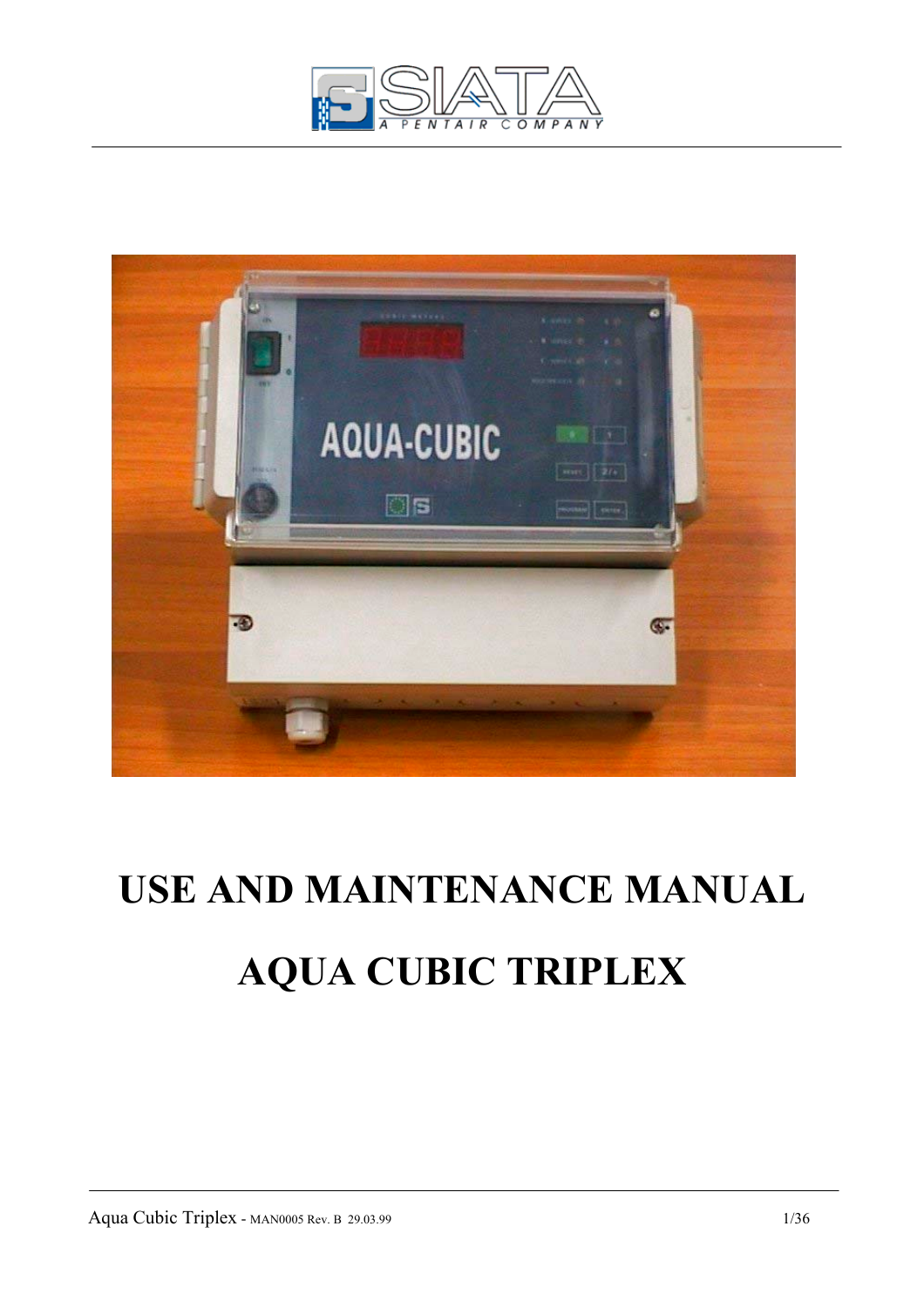# USE AND MAINTENANCE MANUAL

# AQUA CUBIC TRIPLEX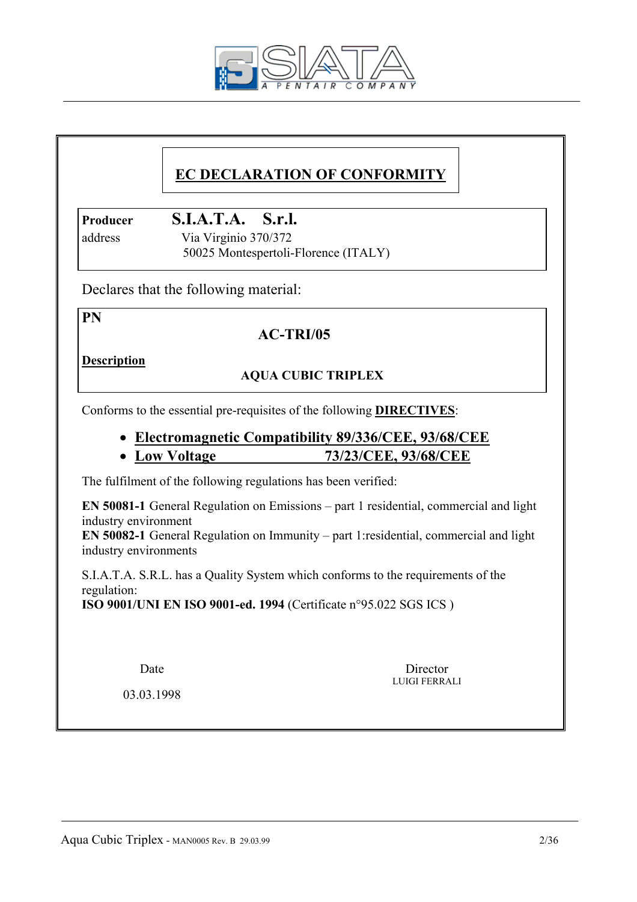SIATA
A PENTAIR COMPANY

# EC DECLARATION OF CONFORMITY

**Producer** S.I.A.T.A. S.r.l.
address Via Virginio 370/372
50025 Montespertoli-Florence (ITALY)

Declares that the following material:

**PN**

**AC-TRI/05**

**Description**

**AQUA CUBIC TRIPLEX**

Conforms to the essential pre-requisites of the following **DIRECTIVES**:

- **Electromagnetic Compatibility 89/336/CEE, 93/68/CEE**
- **Low Voltage 73/23/CEE, 93/68/CEE**

The fulfilment of the following regulations has been verified:

**EN 50081-1** General Regulation on Emissions – part 1 residential, commercial and light industry environment
**EN 50082-1** General Regulation on Immunity – part 1:residential, commercial and light industry environments

S.I.A.T.A. S.R.L. has a Quality System which conforms to the requirements of the regulation:
**ISO 9001/UNI EN ISO 9001-ed. 1994** (Certificate n°95.022 SGS ICS )

Date
03.03.1998

Director
LUIGI FERRALI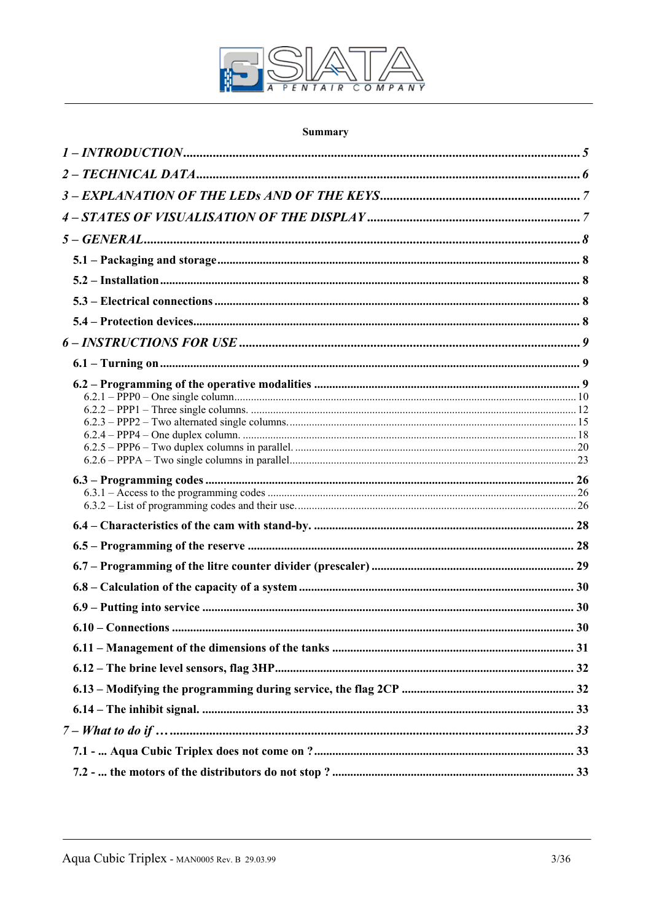**Summary**

*1 – INTRODUCTION* ........ 5

*2 – TECHNICAL DATA* ........ 6

*3 – EXPLANATION OF THE LEDs AND OF THE KEYS* ........ 7

*4 – STATES OF VISUALISATION OF THE DISPLAY* ........ 7

*5 – GENERAL* ........ 8

- **5.1 – Packaging and storage** ........ 8
- **5.2 – Installation** ........ 8
- **5.3 – Electrical connections** ........ 8
- **5.4 – Protection devices** ........ 8

*6 – INSTRUCTIONS FOR USE* ........ 9

- **6.1 – Turning on** ........ 9
- **6.2 – Programming of the operative modalities** ........ 9
  - 6.2.1 – PPP0 – One single column ........ 10
  - 6.2.2 – PPP1 – Three single columns. ........ 12
  - 6.2.3 – PPP2 – Two alternated single columns. ........ 15
  - 6.2.4 – PPP4 – One duplex column. ........ 18
  - 6.2.5 – PPP6 – Two duplex columns in parallel. ........ 20
  - 6.2.6 – PPPA – Two single columns in parallel ........ 23
- **6.3 – Programming codes** ........ 26
  - 6.3.1 – Access to the programming codes ........ 26
  - 6.3.2 – List of programming codes and their use. ........ 26
- **6.4 – Characteristics of the cam with stand-by.** ........ 28
- **6.5 – Programming of the reserve** ........ 28
- **6.7 – Programming of the litre counter divider (prescaler)** ........ 29
- **6.8 – Calculation of the capacity of a system** ........ 30
- **6.9 – Putting into service** ........ 30
- **6.10 – Connections** ........ 30
- **6.11 – Management of the dimensions of the tanks** ........ 31
- **6.12 – The brine level sensors, flag 3HP** ........ 32
- **6.13 – Modifying the programming during service, the flag 2CP** ........ 32
- **6.14 – The inhibit signal.** ........ 33

*7 – What to do if …* ........ 33

- **7.1 - ... Aqua Cubic Triplex does not come on ?** ........ 33
- **7.2 - ... the motors of the distributors do not stop ?** ........ 33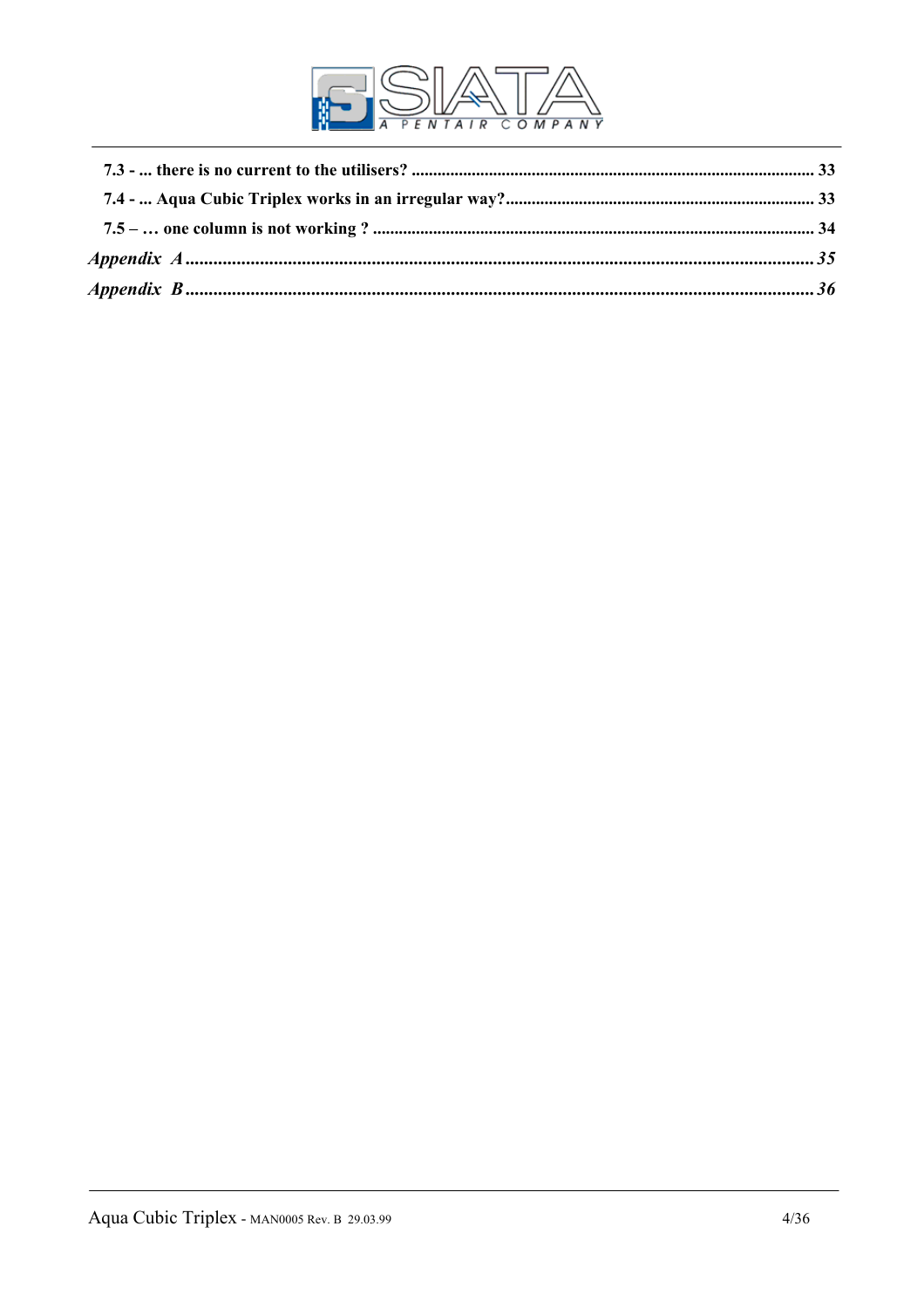**7.3 - ... there is no current to the utilisers?** .............................................................................................. 33

**7.4 - ... Aqua Cubic Triplex works in an irregular way?**........................................................................ 33

**7.5 – … one column is not working ?** ...................................................................................................... 34

***Appendix A***........................................................................................................................................ *35*

***Appendix B***........................................................................................................................................ *36*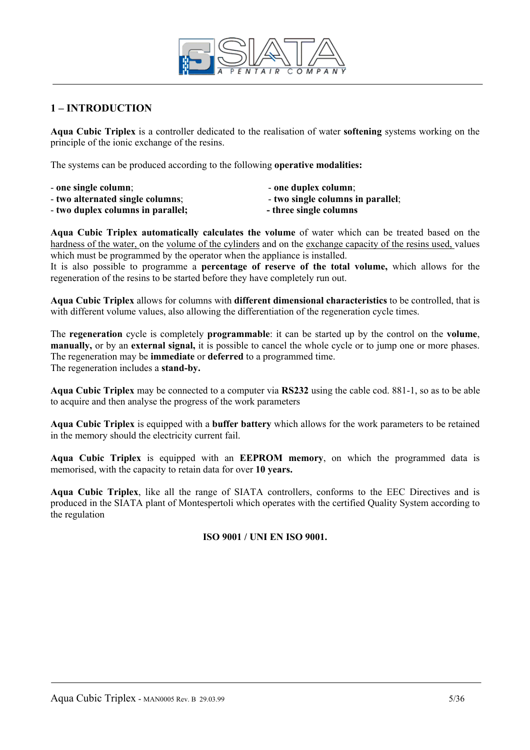## 1 – INTRODUCTION

**Aqua Cubic Triplex** is a controller dedicated to the realisation of water **softening** systems working on the principle of the ionic exchange of the resins.

The systems can be produced according to the following **operative modalities:**

- **one single column**;
- **one duplex column**;
- **two alternated single columns**;
- **two single columns in parallel**;
- **two duplex columns in parallel;**
- **three single columns**

**Aqua Cubic Triplex automatically calculates the volume** of water which can be treated based on the hardness of the water, on the volume of the cylinders and on the exchange capacity of the resins used, values which must be programmed by the operator when the appliance is installed.
It is also possible to programme a **percentage of reserve of the total volume,** which allows for the regeneration of the resins to be started before they have completely run out.

**Aqua Cubic Triplex** allows for columns with **different dimensional characteristics** to be controlled, that is with different volume values, also allowing the differentiation of the regeneration cycle times.

The **regeneration** cycle is completely **programmable**: it can be started up by the control on the **volume**, **manually,** or by an **external signal,** it is possible to cancel the whole cycle or to jump one or more phases. The regeneration may be **immediate** or **deferred** to a programmed time.
The regeneration includes a **stand-by.**

**Aqua Cubic Triplex** may be connected to a computer via **RS232** using the cable cod. 881-1, so as to be able to acquire and then analyse the progress of the work parameters

**Aqua Cubic Triplex** is equipped with a **buffer battery** which allows for the work parameters to be retained in the memory should the electricity current fail.

**Aqua Cubic Triplex** is equipped with an **EEPROM memory**, on which the programmed data is memorised, with the capacity to retain data for over **10 years.**

**Aqua Cubic Triplex**, like all the range of SIATA controllers, conforms to the EEC Directives and is produced in the SIATA plant of Montespertoli which operates with the certified Quality System according to the regulation

**ISO 9001 / UNI EN ISO 9001.**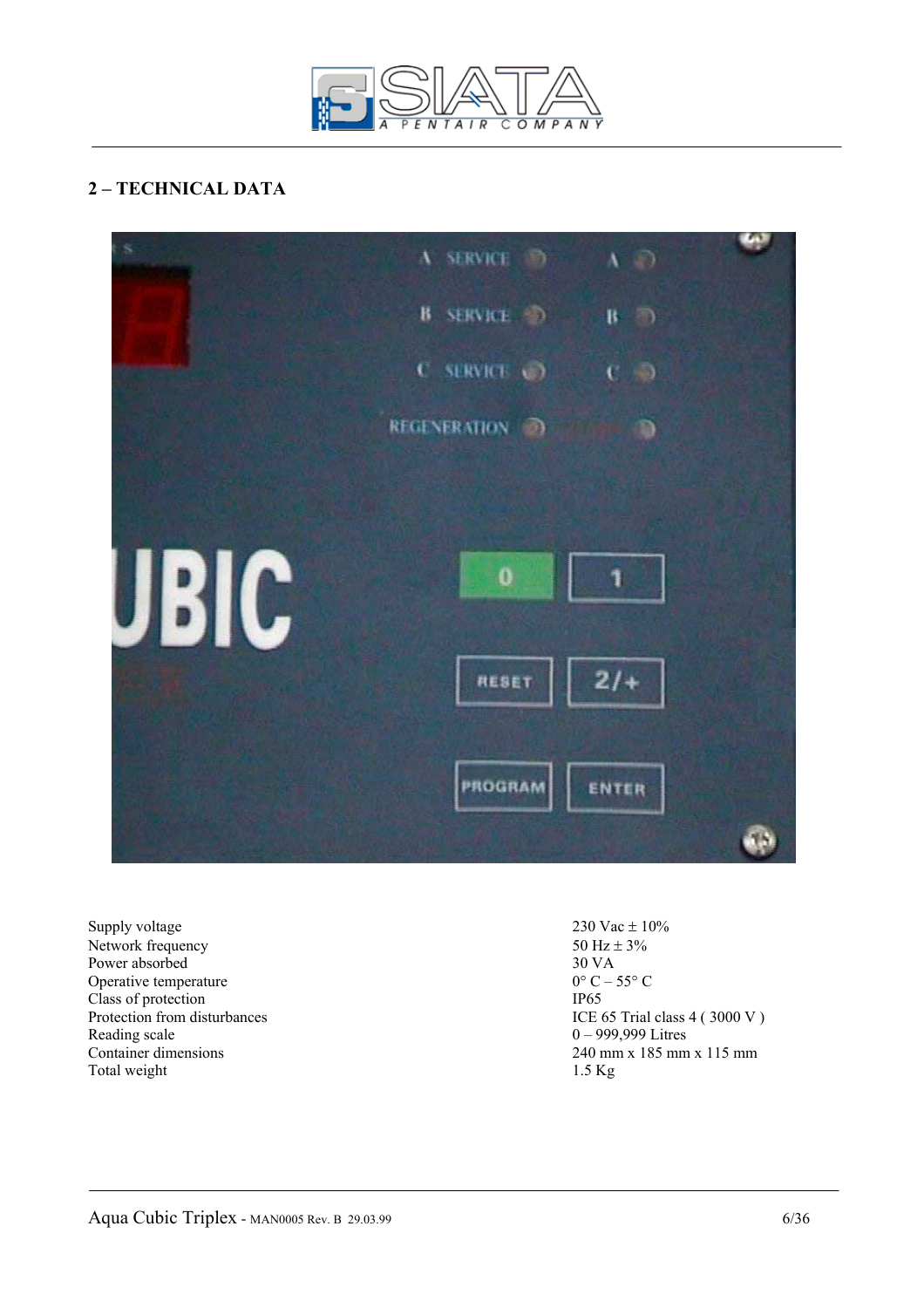## 2 – TECHNICAL DATA

| | |
|---|---|
| Supply voltage | 230 Vac ± 10% |
| Network frequency | 50 Hz ± 3% |
| Power absorbed | 30 VA |
| Operative temperature | 0° C – 55° C |
| Class of protection | IP65 |
| Protection from disturbances | ICE 65 Trial class 4 ( 3000 V ) |
| Reading scale | 0 – 999,999 Litres |
| Container dimensions | 240 mm x 185 mm x 115 mm |
| Total weight | 1.5 Kg |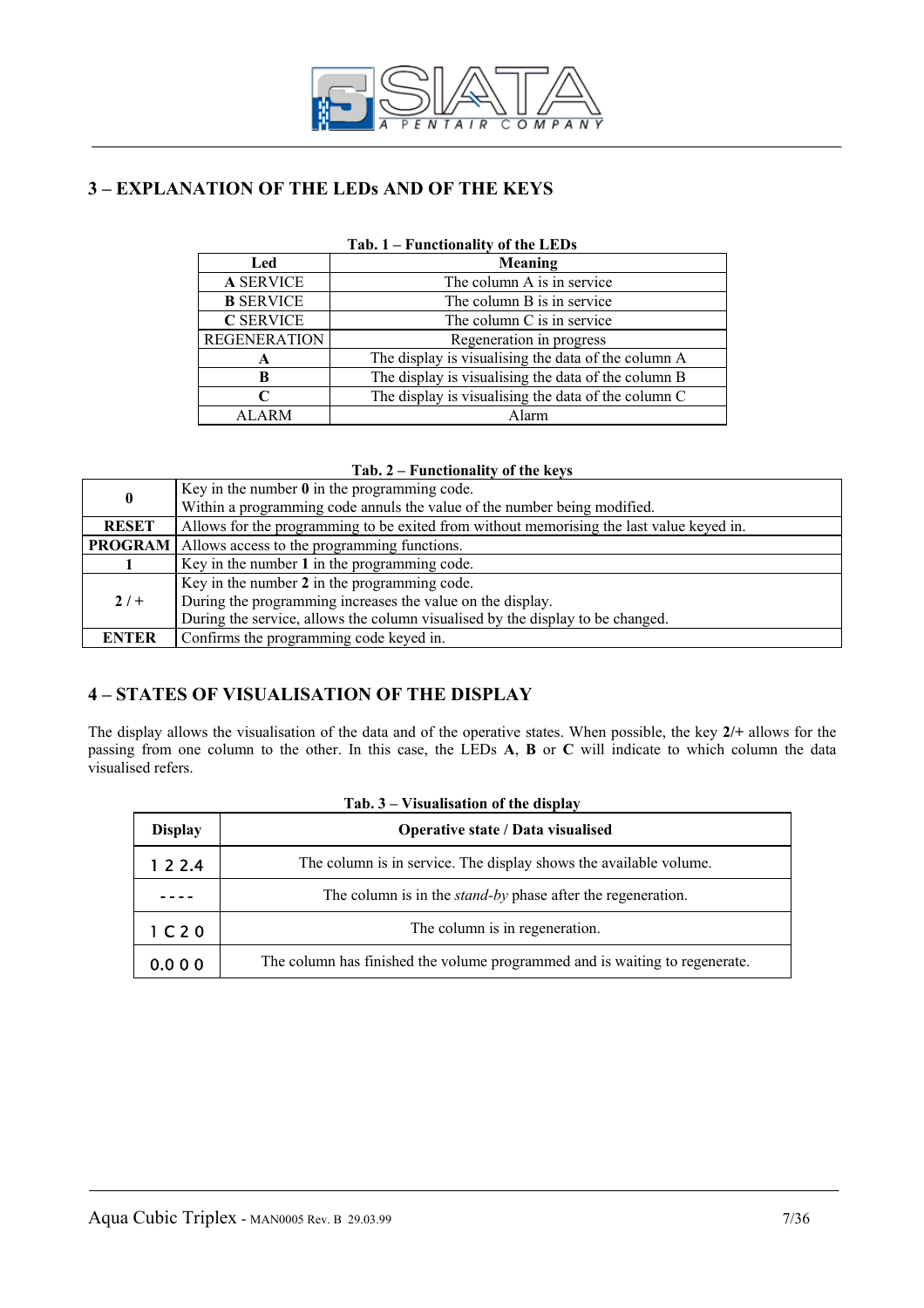## 3 – EXPLANATION OF THE LEDs AND OF THE KEYS

**Tab. 1 – Functionality of the LEDs**

| Led | Meaning |
|---|---|
| **A** SERVICE | The column A is in service |
| **B** SERVICE | The column B is in service |
| **C** SERVICE | The column C is in service |
| REGENERATION | Regeneration in progress |
| **A** | The display is visualising the data of the column A |
| **B** | The display is visualising the data of the column B |
| **C** | The display is visualising the data of the column C |
| ALARM | Alarm |

**Tab. 2 – Functionality of the keys**

| Key | Function |
|---|---|
| **0** | Key in the number **0** in the programming code.<br>Within a programming code annuls the value of the number being modified. |
| **RESET** | Allows for the programming to be exited from without memorising the last value keyed in. |
| **PROGRAM** | Allows access to the programming functions. |
| **1** | Key in the number **1** in the programming code. |
| **2 / +** | Key in the number **2** in the programming code.<br>During the programming increases the value on the display.<br>During the service, allows the column visualised by the display to be changed. |
| **ENTER** | Confirms the programming code keyed in. |

## 4 – STATES OF VISUALISATION OF THE DISPLAY

The display allows the visualisation of the data and of the operative states. When possible, the key **2/+** allows for the passing from one column to the other. In this case, the LEDs **A**, **B** or **C** will indicate to which column the data visualised refers.

**Tab. 3 – Visualisation of the display**

| Display | Operative state / Data visualised |
|---|---|
| 1 2 2.4 | The column is in service. The display shows the available volume. |
| - - - - | The column is in the *stand-by* phase after the regeneration. |
| 1 C 2 0 | The column is in regeneration. |
| 0.0 0 0 | The column has finished the volume programmed and is waiting to regenerate. |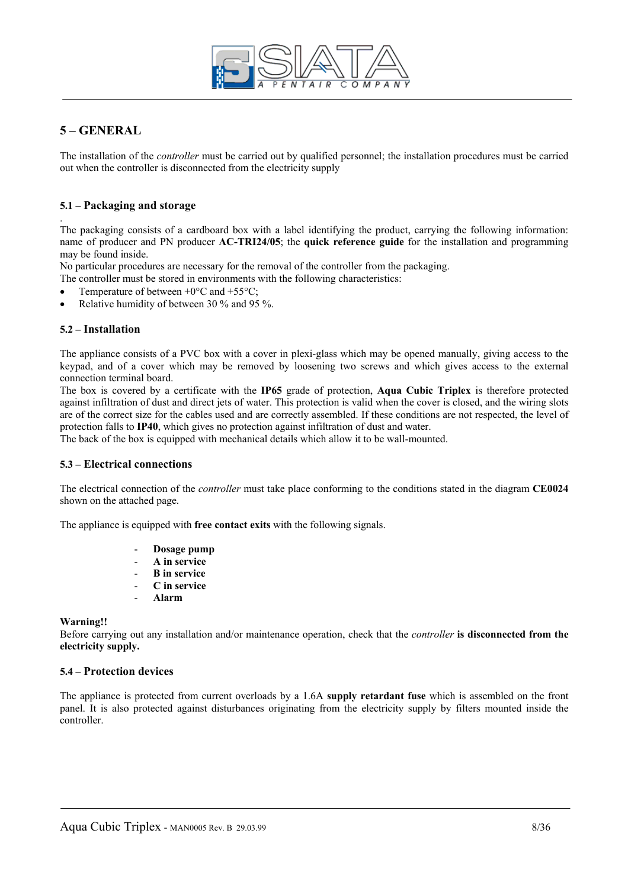## 5 – GENERAL

The installation of the *controller* must be carried out by qualified personnel; the installation procedures must be carried out when the controller is disconnected from the electricity supply

### 5.1 – Packaging and storage

.
The packaging consists of a cardboard box with a label identifying the product, carrying the following information: name of producer and PN producer **AC-TRI24/05**; the **quick reference guide** for the installation and programming may be found inside.
No particular procedures are necessary for the removal of the controller from the packaging.
The controller must be stored in environments with the following characteristics:

- Temperature of between +0°C and +55°C;
- Relative humidity of between 30 % and 95 %.

### 5.2 – Installation

The appliance consists of a PVC box with a cover in plexi-glass which may be opened manually, giving access to the keypad, and of a cover which may be removed by loosening two screws and which gives access to the external connection terminal board.
The box is covered by a certificate with the **IP65** grade of protection, **Aqua Cubic Triplex** is therefore protected against infiltration of dust and direct jets of water. This protection is valid when the cover is closed, and the wiring slots are of the correct size for the cables used and are correctly assembled. If these conditions are not respected, the level of protection falls to **IP40**, which gives no protection against infiltration of dust and water.
The back of the box is equipped with mechanical details which allow it to be wall-mounted.

### 5.3 – Electrical connections

The electrical connection of the *controller* must take place conforming to the conditions stated in the diagram **CE0024** shown on the attached page.

The appliance is equipped with **free contact exits** with the following signals.

- **Dosage pump**
- **A in service**
- **B in service**
- **C in service**
- **Alarm**

**Warning!!**
Before carrying out any installation and/or maintenance operation, check that the *controller* **is disconnected from the electricity supply.**

### 5.4 – Protection devices

The appliance is protected from current overloads by a 1.6A **supply retardant fuse** which is assembled on the front panel. It is also protected against disturbances originating from the electricity supply by filters mounted inside the controller.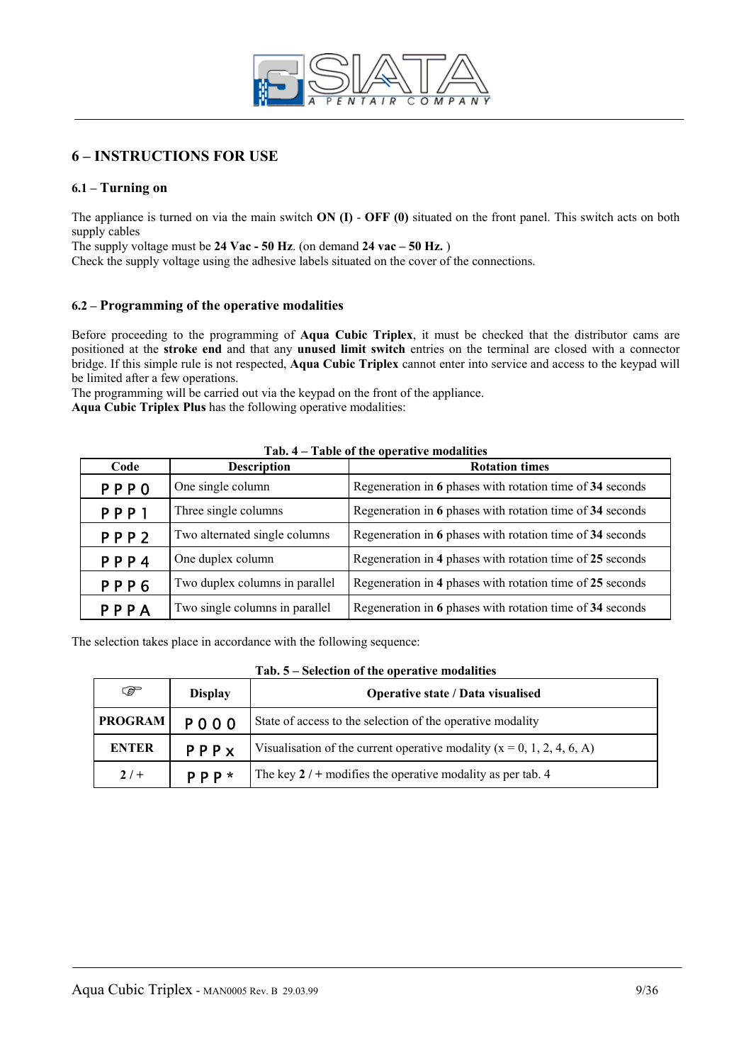## 6 – INSTRUCTIONS FOR USE

### 6.1 – Turning on

The appliance is turned on via the main switch **ON (I)** - **OFF (0)** situated on the front panel. This switch acts on both supply cables

The supply voltage must be **24 Vac - 50 Hz**. (on demand **24 vac – 50 Hz.** )

Check the supply voltage using the adhesive labels situated on the cover of the connections.

### 6.2 – Programming of the operative modalities

Before proceeding to the programming of **Aqua Cubic Triplex**, it must be checked that the distributor cams are positioned at the **stroke end** and that any **unused limit switch** entries on the terminal are closed with a connector bridge. If this simple rule is not respected, **Aqua Cubic Triplex** cannot enter into service and access to the keypad will be limited after a few operations.

The programming will be carried out via the keypad on the front of the appliance.

**Aqua Cubic Triplex Plus** has the following operative modalities:

**Tab. 4 – Table of the operative modalities**

| Code | Description | Rotation times |
|---|---|---|
| P P P 0 | One single column | Regeneration in **6** phases with rotation time of **34** seconds |
| P P P 1 | Three single columns | Regeneration in **6** phases with rotation time of **34** seconds |
| P P P 2 | Two alternated single columns | Regeneration in **6** phases with rotation time of **34** seconds |
| P P P 4 | One duplex column | Regeneration in **4** phases with rotation time of **25** seconds |
| P P P 6 | Two duplex columns in parallel | Regeneration in **4** phases with rotation time of **25** seconds |
| P P P A | Two single columns in parallel | Regeneration in **6** phases with rotation time of **34** seconds |

The selection takes place in accordance with the following sequence:

**Tab. 5 – Selection of the operative modalities**

| ☞ | Display | Operative state / Data visualised |
|---|---|---|
| **PROGRAM** | P 0 0 0 | State of access to the selection of the operative modality |
| **ENTER** | P P P x | Visualisation of the current operative modality (x = 0, 1, 2, 4, 6, A) |
| **2 / +** | P P P * | The key **2** / + modifies the operative modality as per tab. 4 |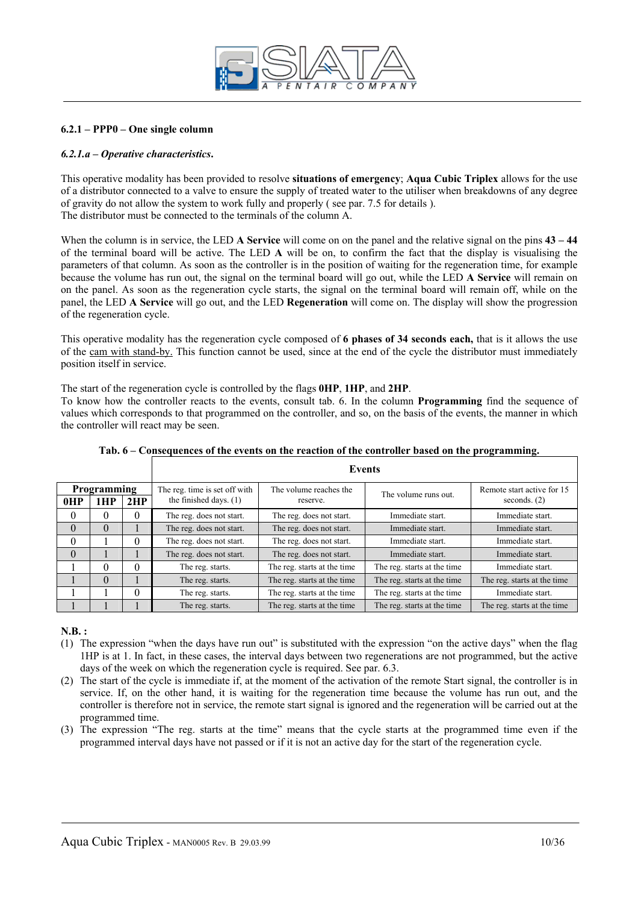### 6.2.1 – PPP0 – One single column

#### *6.2.1.a – Operative characteristics.*

This operative modality has been provided to resolve **situations of emergency**; **Aqua Cubic Triplex** allows for the use of a distributor connected to a valve to ensure the supply of treated water to the utiliser when breakdowns of any degree of gravity do not allow the system to work fully and properly ( see par. 7.5 for details ).
The distributor must be connected to the terminals of the column A.

When the column is in service, the LED **A Service** will come on on the panel and the relative signal on the pins **43 – 44** of the terminal board will be active. The LED **A** will be on, to confirm the fact that the display is visualising the parameters of that column. As soon as the controller is in the position of waiting for the regeneration time, for example because the volume has run out, the signal on the terminal board will go out, while the LED **A Service** will remain on on the panel. As soon as the regeneration cycle starts, the signal on the terminal board will remain off, while on the panel, the LED **A Service** will go out, and the LED **Regeneration** will come on. The display will show the progression of the regeneration cycle.

This operative modality has the regeneration cycle composed of **6 phases of 34 seconds each,** that is it allows the use of the cam with stand-by. This function cannot be used, since at the end of the cycle the distributor must immediately position itself in service.

The start of the regeneration cycle is controlled by the flags **0HP**, **1HP**, and **2HP**.
To know how the controller reacts to the events, consult tab. 6. In the column **Programming** find the sequence of values which corresponds to that programmed on the controller, and so, on the basis of the events, the manner in which the controller will react may be seen.

**Tab. 6 – Consequences of the events on the reaction of the controller based on the programming.**

| Programming | | | Events | | | |
|---|---|---|---|---|---|---|
| **0HP** | **1HP** | **2HP** | The reg. time is set off with the finished days. (1) | The volume reaches the reserve. | The volume runs out. | Remote start active for 15 seconds. (2) |
| 0 | 0 | 0 | The reg. does not start. | The reg. does not start. | Immediate start. | Immediate start. |
| 0 | 0 | 1 | The reg. does not start. | The reg. does not start. | Immediate start. | Immediate start. |
| 0 | 1 | 0 | The reg. does not start. | The reg. does not start. | Immediate start. | Immediate start. |
| 0 | 1 | 1 | The reg. does not start. | The reg. does not start. | Immediate start. | Immediate start. |
| 1 | 0 | 0 | The reg. starts. | The reg. starts at the time | The reg. starts at the time | Immediate start. |
| 1 | 0 | 1 | The reg. starts. | The reg. starts at the time | The reg. starts at the time | The reg. starts at the time |
| 1 | 1 | 0 | The reg. starts. | The reg. starts at the time | The reg. starts at the time | Immediate start. |
| 1 | 1 | 1 | The reg. starts. | The reg. starts at the time | The reg. starts at the time | The reg. starts at the time |

**N.B. :**

(1) The expression "when the days have run out" is substituted with the expression "on the active days" when the flag 1HP is at 1. In fact, in these cases, the interval days between two regenerations are not programmed, but the active days of the week on which the regeneration cycle is required. See par. 6.3.

(2) The start of the cycle is immediate if, at the moment of the activation of the remote Start signal, the controller is in service. If, on the other hand, it is waiting for the regeneration time because the volume has run out, and the controller is therefore not in service, the remote start signal is ignored and the regeneration will be carried out at the programmed time.

(3) The expression "The reg. starts at the time" means that the cycle starts at the programmed time even if the programmed interval days have not passed or if it is not an active day for the start of the regeneration cycle.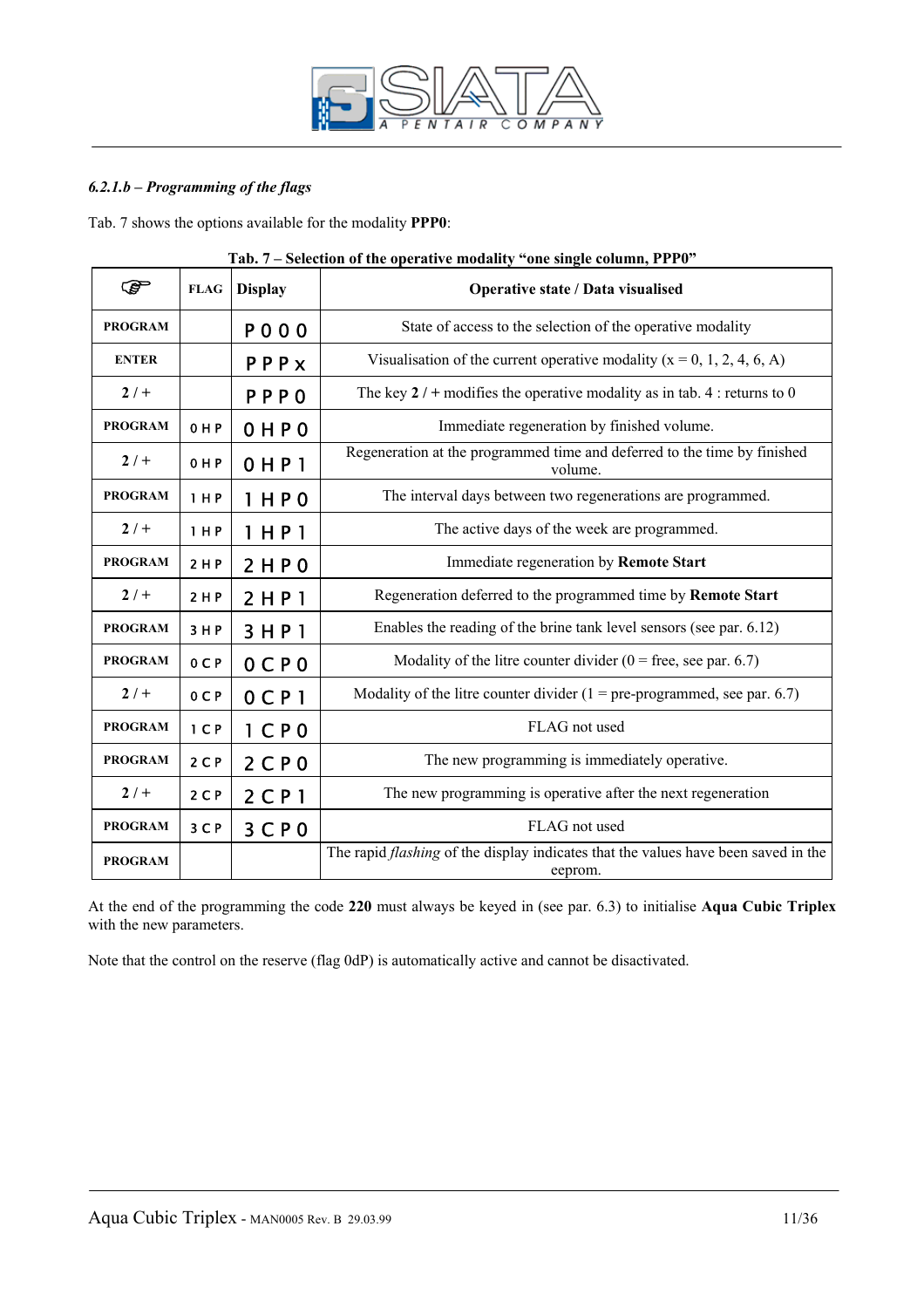### *6.2.1.b – Programming of the flags*

Tab. 7 shows the options available for the modality **PPP0**:

**Tab. 7 – Selection of the operative modality "one single column, PPP0"**

| ☞ | FLAG | Display | Operative state / Data visualised |
|---|---|---|---|
| **PROGRAM** | | P 0 0 0 | State of access to the selection of the operative modality |
| **ENTER** | | P P P x | Visualisation of the current operative modality (x = 0, 1, 2, 4, 6, A) |
| **2 / +** | | P P P 0 | The key **2** / + modifies the operative modality as in tab. 4 : returns to 0 |
| **PROGRAM** | 0 H P | 0 H P 0 | Immediate regeneration by finished volume. |
| **2 / +** | 0 H P | 0 H P 1 | Regeneration at the programmed time and deferred to the time by finished volume. |
| **PROGRAM** | 1 H P | 1 H P 0 | The interval days between two regenerations are programmed. |
| **2 / +** | 1 H P | 1 H P 1 | The active days of the week are programmed. |
| **PROGRAM** | 2 H P | 2 H P 0 | Immediate regeneration by **Remote Start** |
| **2 / +** | 2 H P | 2 H P 1 | Regeneration deferred to the programmed time by **Remote Start** |
| **PROGRAM** | 3 H P | 3 H P 1 | Enables the reading of the brine tank level sensors (see par. 6.12) |
| **PROGRAM** | 0 C P | 0 C P 0 | Modality of the litre counter divider (0 = free, see par. 6.7) |
| **2 / +** | 0 C P | 0 C P 1 | Modality of the litre counter divider (1 = pre-programmed, see par. 6.7) |
| **PROGRAM** | 1 C P | 1 C P 0 | FLAG not used |
| **PROGRAM** | 2 C P | 2 C P 0 | The new programming is immediately operative. |
| **2 / +** | 2 C P | 2 C P 1 | The new programming is operative after the next regeneration |
| **PROGRAM** | 3 C P | 3 C P 0 | FLAG not used |
| **PROGRAM** | | | The rapid *flashing* of the display indicates that the values have been saved in the eeprom. |

At the end of the programming the code **220** must always be keyed in (see par. 6.3) to initialise **Aqua Cubic Triplex** with the new parameters.

Note that the control on the reserve (flag 0dP) is automatically active and cannot be disactivated.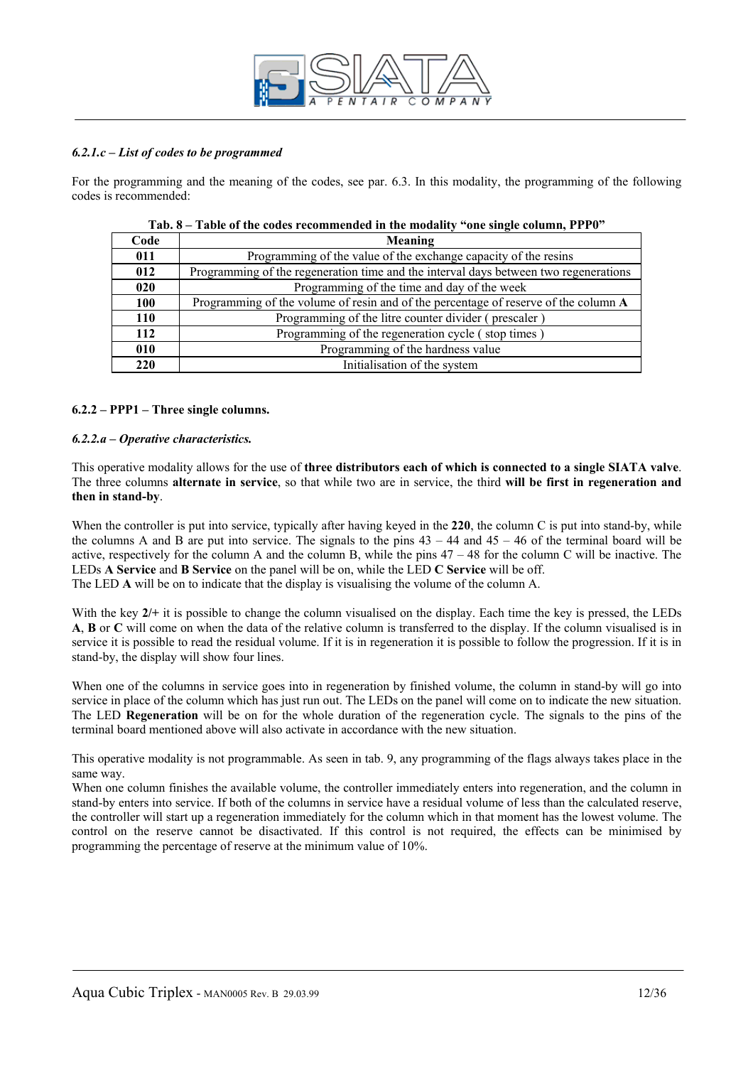*6.2.1.c – List of codes to be programmed*

For the programming and the meaning of the codes, see par. 6.3. In this modality, the programming of the following codes is recommended:

**Tab. 8 – Table of the codes recommended in the modality "one single column, PPP0"**

| Code | Meaning |
|---|---|
| **011** | Programming of the value of the exchange capacity of the resins |
| **012** | Programming of the regeneration time and the interval days between two regenerations |
| **020** | Programming of the time and day of the week |
| **100** | Programming of the volume of resin and of the percentage of reserve of the column **A** |
| **110** | Programming of the litre counter divider ( prescaler ) |
| **112** | Programming of the regeneration cycle ( stop times ) |
| **010** | Programming of the hardness value |
| **220** | Initialisation of the system |

**6.2.2 – PPP1 – Three single columns.**

***6.2.2.a – Operative characteristics.***

This operative modality allows for the use of **three distributors each of which is connected to a single SIATA valve**. The three columns **alternate in service**, so that while two are in service, the third **will be first in regeneration and then in stand-by**.

When the controller is put into service, typically after having keyed in the **220**, the column C is put into stand-by, while the columns A and B are put into service. The signals to the pins 43 – 44 and 45 – 46 of the terminal board will be active, respectively for the column A and the column B, while the pins 47 – 48 for the column C will be inactive. The LEDs **A Service** and **B Service** on the panel will be on, while the LED **C Service** will be off.
The LED **A** will be on to indicate that the display is visualising the volume of the column A.

With the key **2/+** it is possible to change the column visualised on the display. Each time the key is pressed, the LEDs **A**, **B** or **C** will come on when the data of the relative column is transferred to the display. If the column visualised is in service it is possible to read the residual volume. If it is in regeneration it is possible to follow the progression. If it is in stand-by, the display will show four lines.

When one of the columns in service goes into in regeneration by finished volume, the column in stand-by will go into service in place of the column which has just run out. The LEDs on the panel will come on to indicate the new situation. The LED **Regeneration** will be on for the whole duration of the regeneration cycle. The signals to the pins of the terminal board mentioned above will also activate in accordance with the new situation.

This operative modality is not programmable. As seen in tab. 9, any programming of the flags always takes place in the same way.
When one column finishes the available volume, the controller immediately enters into regeneration, and the column in stand-by enters into service. If both of the columns in service have a residual volume of less than the calculated reserve, the controller will start up a regeneration immediately for the column which in that moment has the lowest volume. The control on the reserve cannot be disactivated. If this control is not required, the effects can be minimised by programming the percentage of reserve at the minimum value of 10%.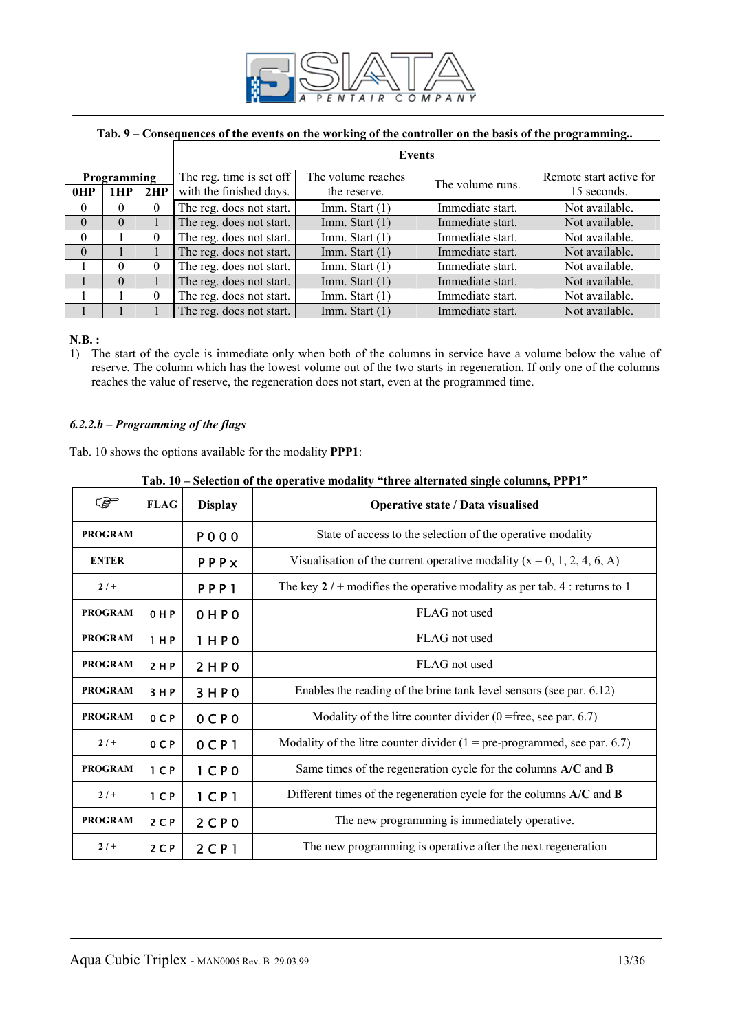**Tab. 9 – Consequences of the events on the working of the controller on the basis of the programming..**

| Programming | | | Events | | | |
|---|---|---|---|---|---|---|
| 0HP | 1HP | 2HP | The reg. time is set off with the finished days. | The volume reaches the reserve. | The volume runs. | Remote start active for 15 seconds. |
| 0 | 0 | 0 | The reg. does not start. | Imm. Start (1) | Immediate start. | Not available. |
| 0 | 0 | 1 | The reg. does not start. | Imm. Start (1) | Immediate start. | Not available. |
| 0 | 1 | 0 | The reg. does not start. | Imm. Start (1) | Immediate start. | Not available. |
| 0 | 1 | 1 | The reg. does not start. | Imm. Start (1) | Immediate start. | Not available. |
| 1 | 0 | 0 | The reg. does not start. | Imm. Start (1) | Immediate start. | Not available. |
| 1 | 0 | 1 | The reg. does not start. | Imm. Start (1) | Immediate start. | Not available. |
| 1 | 1 | 0 | The reg. does not start. | Imm. Start (1) | Immediate start. | Not available. |
| 1 | 1 | 1 | The reg. does not start. | Imm. Start (1) | Immediate start. | Not available. |

**N.B. :**

1) The start of the cycle is immediate only when both of the columns in service have a volume below the value of reserve. The column which has the lowest volume out of the two starts in regeneration. If only one of the columns reaches the value of reserve, the regeneration does not start, even at the programmed time.

### *6.2.2.b – Programming of the flags*

Tab. 10 shows the options available for the modality **PPP1**:

**Tab. 10 – Selection of the operative modality "three alternated single columns, PPP1"**

| ☞ | FLAG | Display | Operative state / Data visualised |
|---|---|---|---|
| **PROGRAM** | | P000 | State of access to the selection of the operative modality |
| **ENTER** | | PPPx | Visualisation of the current operative modality (x = 0, 1, 2, 4, 6, A) |
| **2 / +** | | PPP1 | The key **2 / +** modifies the operative modality as per tab. 4 : returns to 1 |
| **PROGRAM** | 0HP | 0HP0 | FLAG not used |
| **PROGRAM** | 1HP | 1HP0 | FLAG not used |
| **PROGRAM** | 2HP | 2HP0 | FLAG not used |
| **PROGRAM** | 3HP | 3HP0 | Enables the reading of the brine tank level sensors (see par. 6.12) |
| **PROGRAM** | 0CP | 0CP0 | Modality of the litre counter divider (0 =free, see par. 6.7) |
| **2 / +** | 0CP | 0CP1 | Modality of the litre counter divider (1 = pre-programmed, see par. 6.7) |
| **PROGRAM** | 1CP | 1CP0 | Same times of the regeneration cycle for the columns **A/C** and **B** |
| **2 / +** | 1CP | 1CP1 | Different times of the regeneration cycle for the columns **A/C** and **B** |
| **PROGRAM** | 2CP | 2CP0 | The new programming is immediately operative. |
| **2 / +** | 2CP | 2CP1 | The new programming is operative after the next regeneration |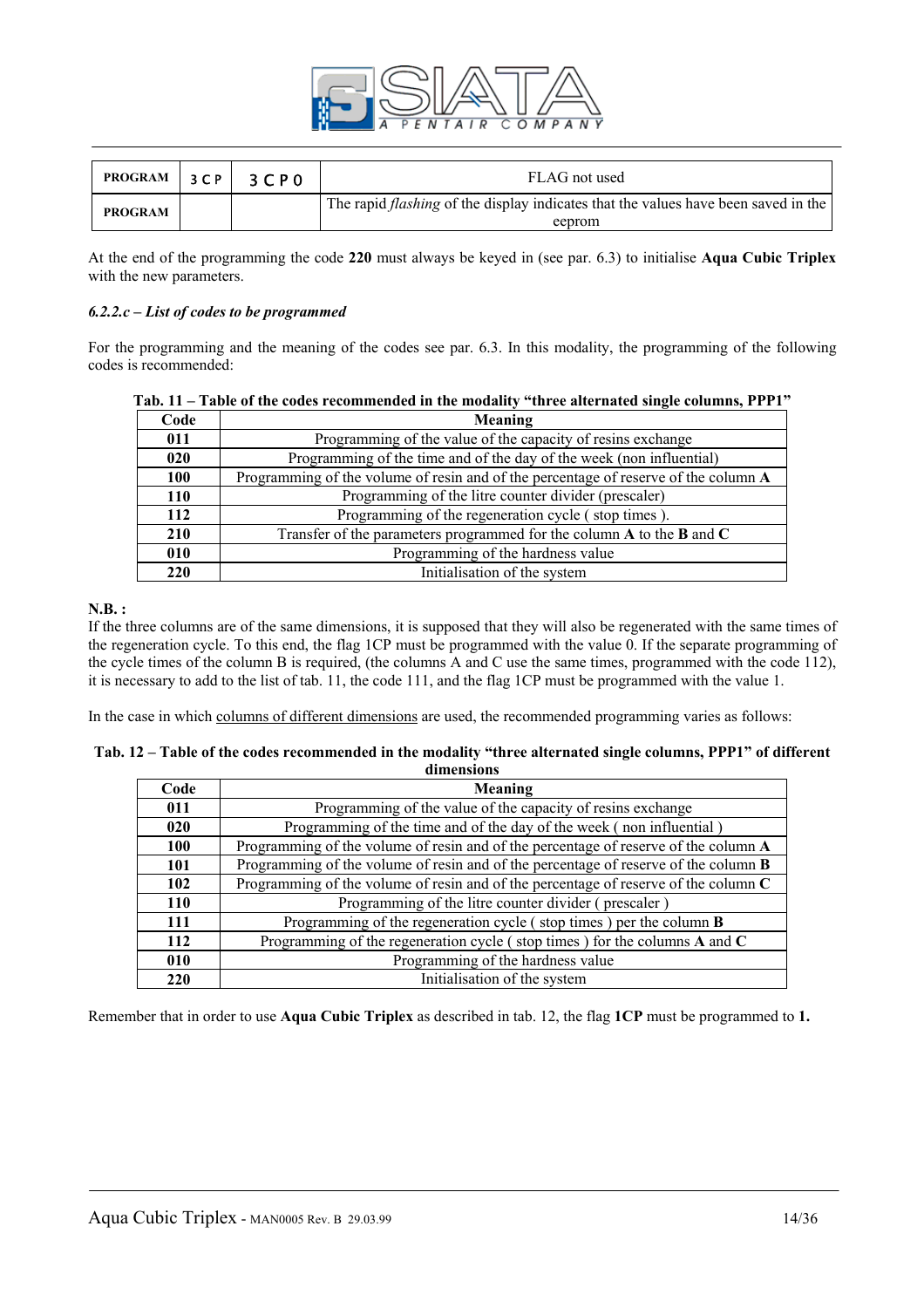| PROGRAM | 3CP | 3CP0 | FLAG not used |
|---|---|---|---|
| PROGRAM | | | The rapid *flashing* of the display indicates that the values have been saved in the eeprom |

At the end of the programming the code **220** must always be keyed in (see par. 6.3) to initialise **Aqua Cubic Triplex** with the new parameters.

#### *6.2.2.c – List of codes to be programmed*

For the programming and the meaning of the codes see par. 6.3. In this modality, the programming of the following codes is recommended:

**Tab. 11 – Table of the codes recommended in the modality "three alternated single columns, PPP1"**

| Code | Meaning |
|---|---|
| **011** | Programming of the value of the capacity of resins exchange |
| **020** | Programming of the time and of the day of the week (non influential) |
| **100** | Programming of the volume of resin and of the percentage of reserve of the column **A** |
| **110** | Programming of the litre counter divider (prescaler) |
| **112** | Programming of the regeneration cycle ( stop times ). |
| **210** | Transfer of the parameters programmed for the column **A** to the **B** and **C** |
| **010** | Programming of the hardness value |
| **220** | Initialisation of the system |

**N.B. :**
If the three columns are of the same dimensions, it is supposed that they will also be regenerated with the same times of the regeneration cycle. To this end, the flag 1CP must be programmed with the value 0. If the separate programming of the cycle times of the column B is required, (the columns A and C use the same times, programmed with the code 112), it is necessary to add to the list of tab. 11, the code 111, and the flag 1CP must be programmed with the value 1.

In the case in which <u>columns of different dimensions</u> are used, the recommended programming varies as follows:

**Tab. 12 – Table of the codes recommended in the modality "three alternated single columns, PPP1" of different dimensions**

| Code | Meaning |
|---|---|
| **011** | Programming of the value of the capacity of resins exchange |
| **020** | Programming of the time and of the day of the week ( non influential ) |
| **100** | Programming of the volume of resin and of the percentage of reserve of the column **A** |
| **101** | Programming of the volume of resin and of the percentage of reserve of the column **B** |
| **102** | Programming of the volume of resin and of the percentage of reserve of the column **C** |
| **110** | Programming of the litre counter divider ( prescaler ) |
| **111** | Programming of the regeneration cycle ( stop times ) per the column **B** |
| **112** | Programming of the regeneration cycle ( stop times ) for the columns **A** and **C** |
| **010** | Programming of the hardness value |
| **220** | Initialisation of the system |

Remember that in order to use **Aqua Cubic Triplex** as described in tab. 12, the flag **1CP** must be programmed to **1.**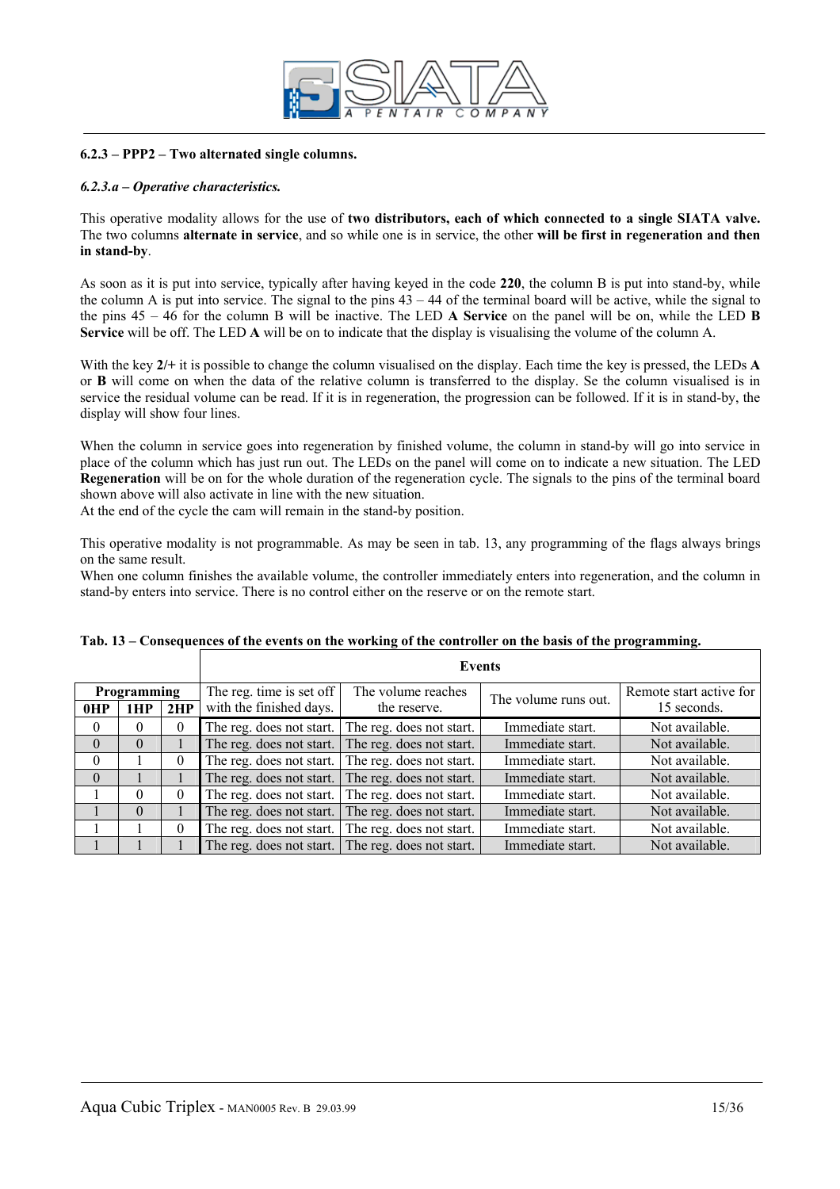### 6.2.3 – PPP2 – Two alternated single columns.

#### *6.2.3.a – Operative characteristics.*

This operative modality allows for the use of **two distributors, each of which connected to a single SIATA valve.** The two columns **alternate in service**, and so while one is in service, the other **will be first in regeneration and then in stand-by**.

As soon as it is put into service, typically after having keyed in the code **220**, the column B is put into stand-by, while the column A is put into service. The signal to the pins 43 – 44 of the terminal board will be active, while the signal to the pins 45 – 46 for the column B will be inactive. The LED **A Service** on the panel will be on, while the LED **B Service** will be off. The LED **A** will be on to indicate that the display is visualising the volume of the column A.

With the key **2/+** it is possible to change the column visualised on the display. Each time the key is pressed, the LEDs **A** or **B** will come on when the data of the relative column is transferred to the display. Se the column visualised is in service the residual volume can be read. If it is in regeneration, the progression can be followed. If it is in stand-by, the display will show four lines.

When the column in service goes into regeneration by finished volume, the column in stand-by will go into service in place of the column which has just run out. The LEDs on the panel will come on to indicate a new situation. The LED **Regeneration** will be on for the whole duration of the regeneration cycle. The signals to the pins of the terminal board shown above will also activate in line with the new situation.
At the end of the cycle the cam will remain in the stand-by position.

This operative modality is not programmable. As may be seen in tab. 13, any programming of the flags always brings on the same result.
When one column finishes the available volume, the controller immediately enters into regeneration, and the column in stand-by enters into service. There is no control either on the reserve or on the remote start.

**Tab. 13 – Consequences of the events on the working of the controller on the basis of the programming.**

| Programming | | | Events | | | |
|---|---|---|---|---|---|---|
| | | | The reg. time is set off with the finished days. | The volume reaches the reserve. | The volume runs out. | Remote start active for 15 seconds. |
| **0HP** | **1HP** | **2HP** | | | | |
| 0 | 0 | 0 | The reg. does not start. | The reg. does not start. | Immediate start. | Not available. |
| 0 | 0 | 1 | The reg. does not start. | The reg. does not start. | Immediate start. | Not available. |
| 0 | 1 | 0 | The reg. does not start. | The reg. does not start. | Immediate start. | Not available. |
| 0 | 1 | 1 | The reg. does not start. | The reg. does not start. | Immediate start. | Not available. |
| 1 | 0 | 0 | The reg. does not start. | The reg. does not start. | Immediate start. | Not available. |
| 1 | 0 | 1 | The reg. does not start. | The reg. does not start. | Immediate start. | Not available. |
| 1 | 1 | 0 | The reg. does not start. | The reg. does not start. | Immediate start. | Not available. |
| 1 | 1 | 1 | The reg. does not start. | The reg. does not start. | Immediate start. | Not available. |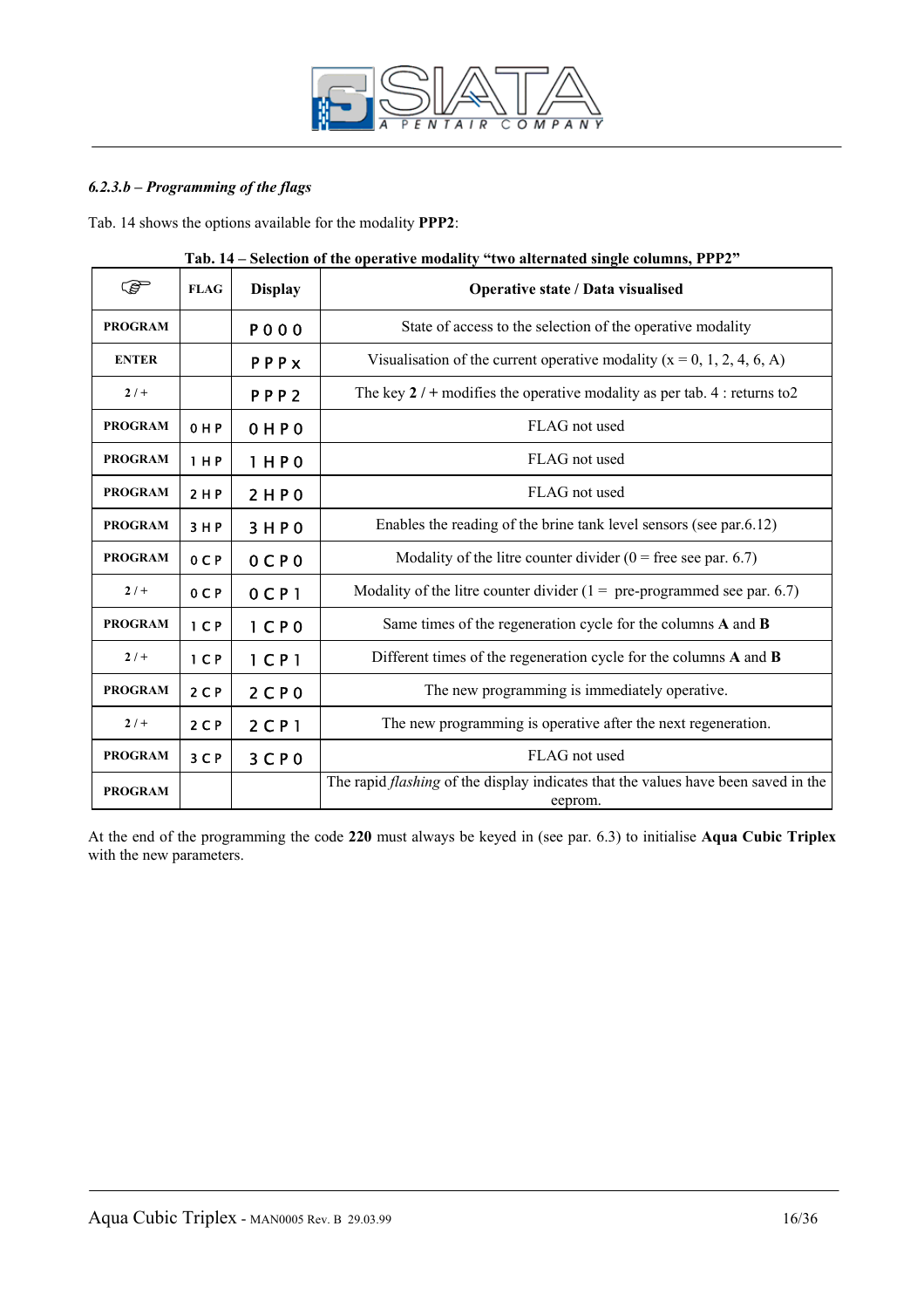#### *6.2.3.b – Programming of the flags*

Tab. 14 shows the options available for the modality **PPP2**:

**Tab. 14 – Selection of the operative modality "two alternated single columns, PPP2"**

| ☞ | FLAG | Display | Operative state / Data visualised |
|---|---|---|---|
| **PROGRAM** | | P 0 0 0 | State of access to the selection of the operative modality |
| **ENTER** | | P P P x | Visualisation of the current operative modality (x = 0, 1, 2, 4, 6, A) |
| **2 / +** | | P P P 2 | The key **2 / +** modifies the operative modality as per tab. 4 : returns to2 |
| **PROGRAM** | 0 H P | 0 H P 0 | FLAG not used |
| **PROGRAM** | 1 H P | 1 H P 0 | FLAG not used |
| **PROGRAM** | 2 H P | 2 H P 0 | FLAG not used |
| **PROGRAM** | 3 H P | 3 H P 0 | Enables the reading of the brine tank level sensors (see par.6.12) |
| **PROGRAM** | 0 C P | 0 C P 0 | Modality of the litre counter divider (0 = free see par. 6.7) |
| **2 / +** | 0 C P | 0 C P 1 | Modality of the litre counter divider (1 = pre-programmed see par. 6.7) |
| **PROGRAM** | 1 C P | 1 C P 0 | Same times of the regeneration cycle for the columns **A** and **B** |
| **2 / +** | 1 C P | 1 C P 1 | Different times of the regeneration cycle for the columns **A** and **B** |
| **PROGRAM** | 2 C P | 2 C P 0 | The new programming is immediately operative. |
| **2 / +** | 2 C P | 2 C P 1 | The new programming is operative after the next regeneration. |
| **PROGRAM** | 3 C P | 3 C P 0 | FLAG not used |
| **PROGRAM** | | | The rapid *flashing* of the display indicates that the values have been saved in the eeprom. |

At the end of the programming the code **220** must always be keyed in (see par. 6.3) to initialise **Aqua Cubic Triplex** with the new parameters.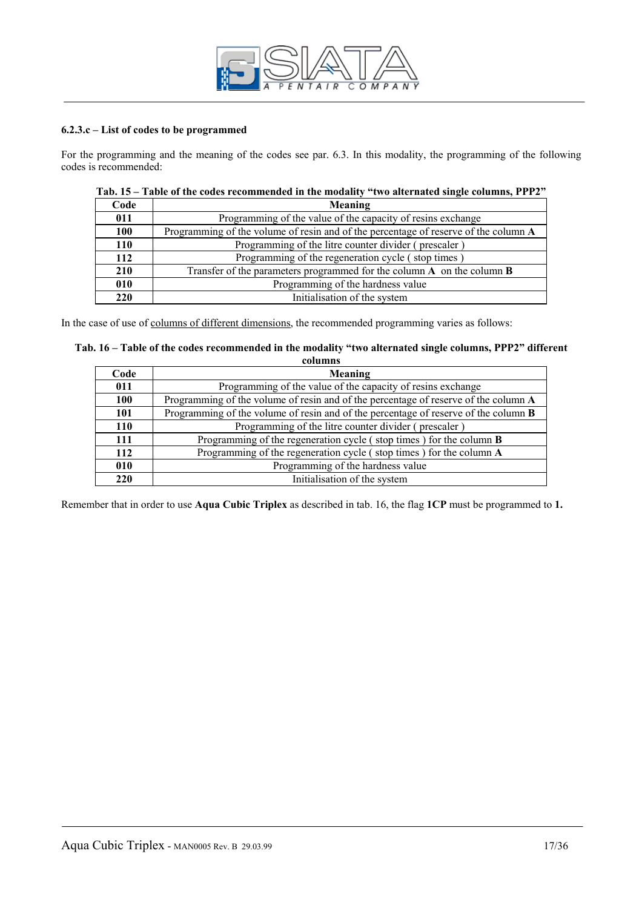#### 6.2.3.c – List of codes to be programmed

For the programming and the meaning of the codes see par. 6.3. In this modality, the programming of the following codes is recommended:

**Tab. 15 – Table of the codes recommended in the modality "two alternated single columns, PPP2"**

| Code | Meaning |
|---|---|
| **011** | Programming of the value of the capacity of resins exchange |
| **100** | Programming of the volume of resin and of the percentage of reserve of the column **A** |
| **110** | Programming of the litre counter divider ( prescaler ) |
| **112** | Programming of the regeneration cycle ( stop times ) |
| **210** | Transfer of the parameters programmed for the column **A** on the column **B** |
| **010** | Programming of the hardness value |
| **220** | Initialisation of the system |

In the case of use of columns of different dimensions, the recommended programming varies as follows:

**Tab. 16 – Table of the codes recommended in the modality "two alternated single columns, PPP2" different columns**

| Code | Meaning |
|---|---|
| **011** | Programming of the value of the capacity of resins exchange |
| **100** | Programming of the volume of resin and of the percentage of reserve of the column **A** |
| **101** | Programming of the volume of resin and of the percentage of reserve of the column **B** |
| **110** | Programming of the litre counter divider ( prescaler ) |
| **111** | Programming of the regeneration cycle ( stop times ) for the column **B** |
| **112** | Programming of the regeneration cycle ( stop times ) for the column **A** |
| **010** | Programming of the hardness value |
| **220** | Initialisation of the system |

Remember that in order to use **Aqua Cubic Triplex** as described in tab. 16, the flag **1CP** must be programmed to **1.**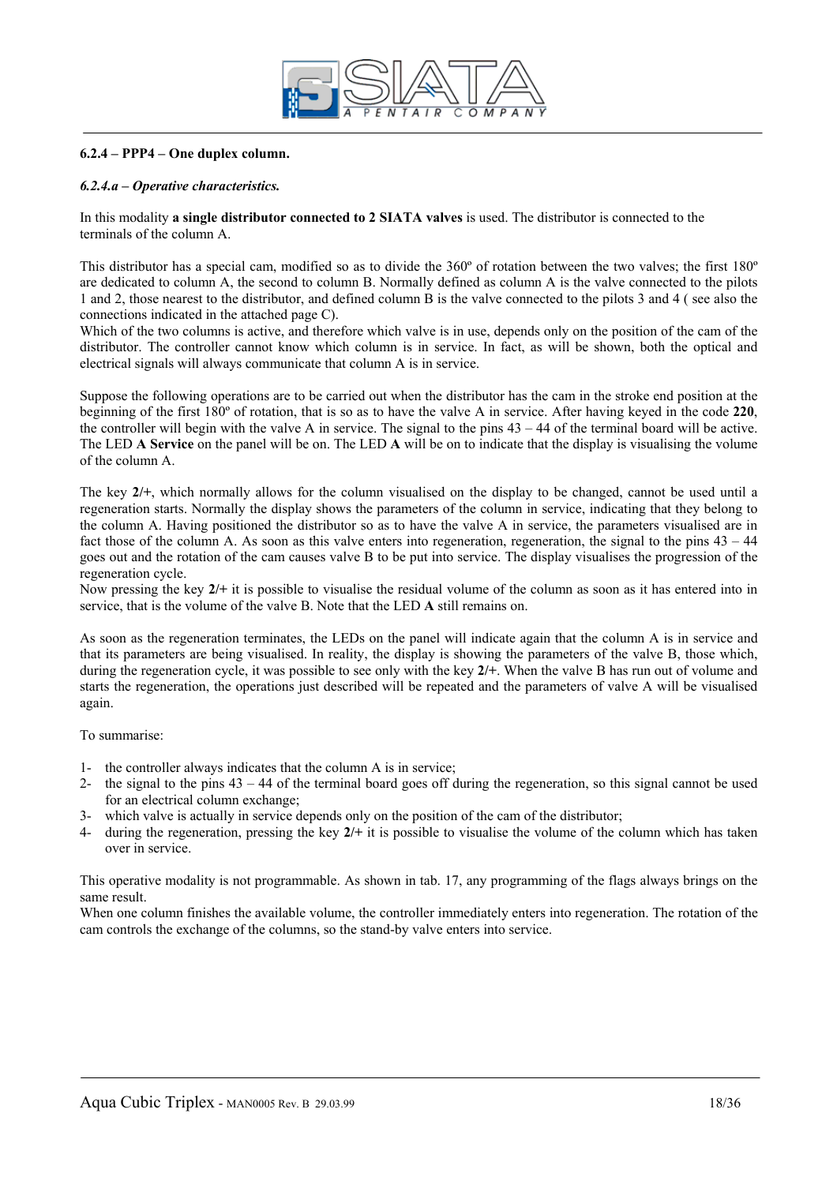#### 6.2.4 – PPP4 – One duplex column.

##### *6.2.4.a – Operative characteristics.*

In this modality **a single distributor connected to 2 SIATA valves** is used. The distributor is connected to the terminals of the column A.

This distributor has a special cam, modified so as to divide the 360º of rotation between the two valves; the first 180º are dedicated to column A, the second to column B. Normally defined as column A is the valve connected to the pilots 1 and 2, those nearest to the distributor, and defined column B is the valve connected to the pilots 3 and 4 ( see also the connections indicated in the attached page C).
Which of the two columns is active, and therefore which valve is in use, depends only on the position of the cam of the distributor. The controller cannot know which column is in service. In fact, as will be shown, both the optical and electrical signals will always communicate that column A is in service.

Suppose the following operations are to be carried out when the distributor has the cam in the stroke end position at the beginning of the first 180º of rotation, that is so as to have the valve A in service. After having keyed in the code **220**, the controller will begin with the valve A in service. The signal to the pins 43 – 44 of the terminal board will be active. The LED **A Service** on the panel will be on. The LED **A** will be on to indicate that the display is visualising the volume of the column A.

The key **2/+**, which normally allows for the column visualised on the display to be changed, cannot be used until a regeneration starts. Normally the display shows the parameters of the column in service, indicating that they belong to the column A. Having positioned the distributor so as to have the valve A in service, the parameters visualised are in fact those of the column A. As soon as this valve enters into regeneration, regeneration, the signal to the pins 43 – 44 goes out and the rotation of the cam causes valve B to be put into service. The display visualises the progression of the regeneration cycle.
Now pressing the key **2/+** it is possible to visualise the residual volume of the column as soon as it has entered into in service, that is the volume of the valve B. Note that the LED **A** still remains on.

As soon as the regeneration terminates, the LEDs on the panel will indicate again that the column A is in service and that its parameters are being visualised. In reality, the display is showing the parameters of the valve B, those which, during the regeneration cycle, it was possible to see only with the key **2/+**. When the valve B has run out of volume and starts the regeneration, the operations just described will be repeated and the parameters of valve A will be visualised again.

To summarise:

1- the controller always indicates that the column A is in service;
2- the signal to the pins 43 – 44 of the terminal board goes off during the regeneration, so this signal cannot be used for an electrical column exchange;
3- which valve is actually in service depends only on the position of the cam of the distributor;
4- during the regeneration, pressing the key **2/+** it is possible to visualise the volume of the column which has taken over in service.

This operative modality is not programmable. As shown in tab. 17, any programming of the flags always brings on the same result.
When one column finishes the available volume, the controller immediately enters into regeneration. The rotation of the cam controls the exchange of the columns, so the stand-by valve enters into service.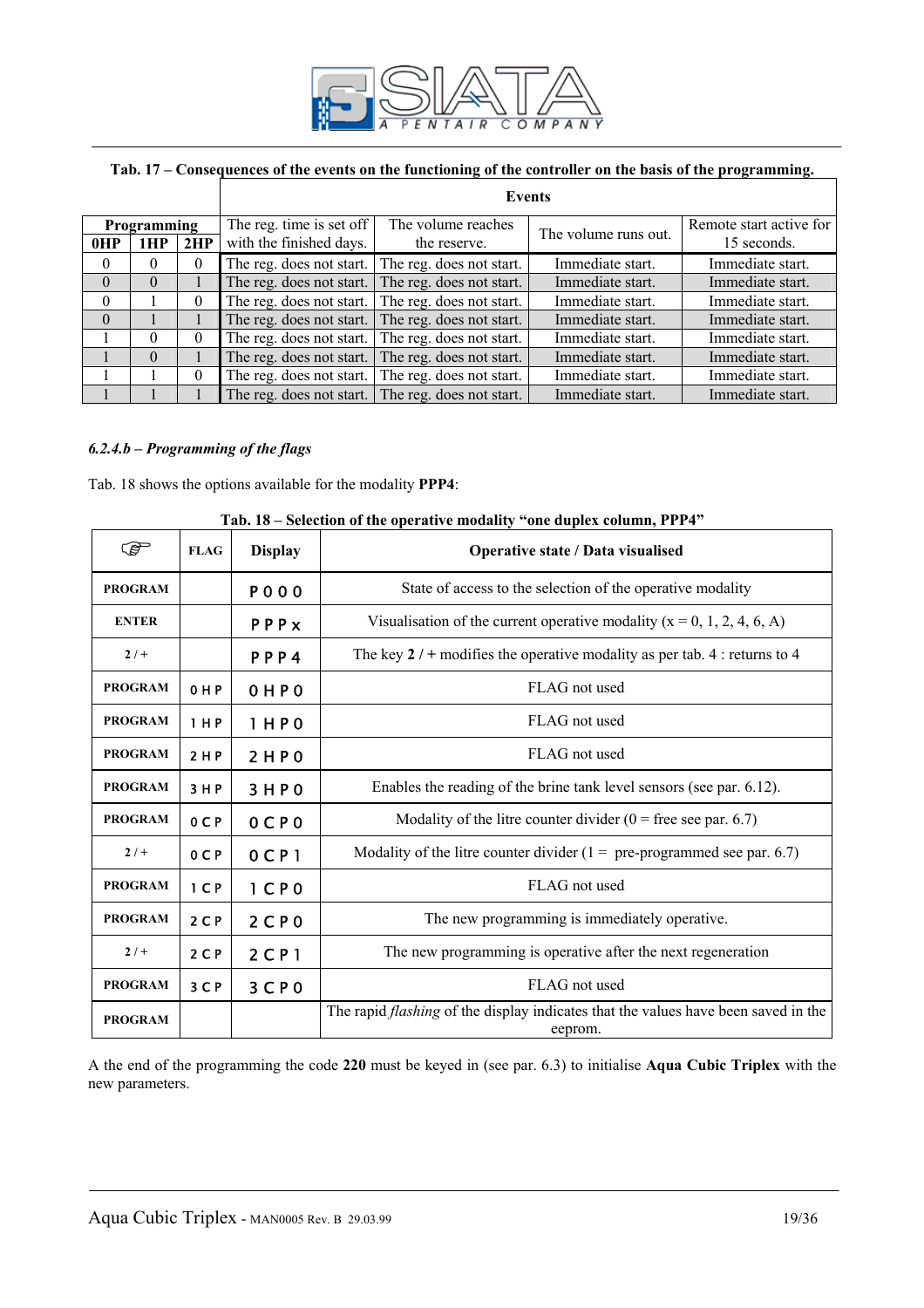**Tab. 17 – Consequences of the events on the functioning of the controller on the basis of the programming.**

| Programming | | | Events | | | |
|---|---|---|---|---|---|---|
| 0HP | 1HP | 2HP | The reg. time is set off with the finished days. | The volume reaches the reserve. | The volume runs out. | Remote start active for 15 seconds. |
| 0 | 0 | 0 | The reg. does not start. | The reg. does not start. | Immediate start. | Immediate start. |
| 0 | 0 | 1 | The reg. does not start. | The reg. does not start. | Immediate start. | Immediate start. |
| 0 | 1 | 0 | The reg. does not start. | The reg. does not start. | Immediate start. | Immediate start. |
| 0 | 1 | 1 | The reg. does not start. | The reg. does not start. | Immediate start. | Immediate start. |
| 1 | 0 | 0 | The reg. does not start. | The reg. does not start. | Immediate start. | Immediate start. |
| 1 | 0 | 1 | The reg. does not start. | The reg. does not start. | Immediate start. | Immediate start. |
| 1 | 1 | 0 | The reg. does not start. | The reg. does not start. | Immediate start. | Immediate start. |
| 1 | 1 | 1 | The reg. does not start. | The reg. does not start. | Immediate start. | Immediate start. |

### *6.2.4.b – Programming of the flags*

Tab. 18 shows the options available for the modality **PPP4**:

**Tab. 18 – Selection of the operative modality "one duplex column, PPP4"**

| ☞ | FLAG | Display | Operative state / Data visualised |
|---|---|---|---|
| **PROGRAM** | | P 0 0 0 | State of access to the selection of the operative modality |
| **ENTER** | | P P P x | Visualisation of the current operative modality (x = 0, 1, 2, 4, 6, A) |
| **2 / +** | | P P P 4 | The key **2** / + modifies the operative modality as per tab. 4 : returns to 4 |
| **PROGRAM** | 0 H P | 0 H P 0 | FLAG not used |
| **PROGRAM** | 1 H P | 1 H P 0 | FLAG not used |
| **PROGRAM** | 2 H P | 2 H P 0 | FLAG not used |
| **PROGRAM** | 3 H P | 3 H P 0 | Enables the reading of the brine tank level sensors (see par. 6.12). |
| **PROGRAM** | 0 C P | 0 C P 0 | Modality of the litre counter divider (0 = free see par. 6.7) |
| **2 / +** | 0 C P | 0 C P 1 | Modality of the litre counter divider (1 = pre-programmed see par. 6.7) |
| **PROGRAM** | 1 C P | 1 C P 0 | FLAG not used |
| **PROGRAM** | 2 C P | 2 C P 0 | The new programming is immediately operative. |
| **2 / +** | 2 C P | 2 C P 1 | The new programming is operative after the next regeneration |
| **PROGRAM** | 3 C P | 3 C P 0 | FLAG not used |
| **PROGRAM** | | | The rapid *flashing* of the display indicates that the values have been saved in the eeprom. |

A the end of the programming the code **220** must be keyed in (see par. 6.3) to initialise **Aqua Cubic Triplex** with the new parameters.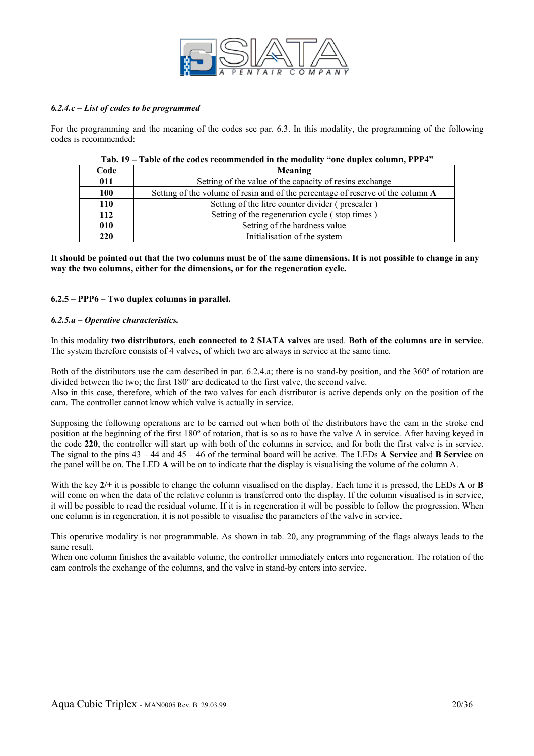#### *6.2.4.c – List of codes to be programmed*

For the programming and the meaning of the codes see par. 6.3. In this modality, the programming of the following codes is recommended:

**Tab. 19 – Table of the codes recommended in the modality "one duplex column, PPP4"**

| Code | Meaning |
|---|---|
| **011** | Setting of the value of the capacity of resins exchange |
| **100** | Setting of the volume of resin and of the percentage of reserve of the column **A** |
| **110** | Setting of the litre counter divider ( prescaler ) |
| **112** | Setting of the regeneration cycle ( stop times ) |
| **010** | Setting of the hardness value |
| **220** | Initialisation of the system |

**It should be pointed out that the two columns must be of the same dimensions. It is not possible to change in any way the two columns, either for the dimensions, or for the regeneration cycle.**

### 6.2.5 – PPP6 – Two duplex columns in parallel.

#### *6.2.5.a – Operative characteristics.*

In this modality **two distributors, each connected to 2 SIATA valves** are used. **Both of the columns are in service**. The system therefore consists of 4 valves, of which <u>two are always in service at the same time.</u>

Both of the distributors use the cam described in par. 6.2.4.a; there is no stand-by position, and the 360º of rotation are divided between the two; the first 180º are dedicated to the first valve, the second valve.
Also in this case, therefore, which of the two valves for each distributor is active depends only on the position of the cam. The controller cannot know which valve is actually in service.

Supposing the following operations are to be carried out when both of the distributors have the cam in the stroke end position at the beginning of the first 180º of rotation, that is so as to have the valve A in service. After having keyed in the code **220**, the controller will start up with both of the columns in service, and for both the first valve is in service. The signal to the pins 43 – 44 and 45 – 46 of the terminal board will be active. The LEDs **A Service** and **B Service** on the panel will be on. The LED **A** will be on to indicate that the display is visualising the volume of the column A.

With the key **2/+** it is possible to change the column visualised on the display. Each time it is pressed, the LEDs **A** or **B** will come on when the data of the relative column is transferred onto the display. If the column visualised is in service, it will be possible to read the residual volume. If it is in regeneration it will be possible to follow the progression. When one column is in regeneration, it is not possible to visualise the parameters of the valve in service.

This operative modality is not programmable. As shown in tab. 20, any programming of the flags always leads to the same result.
When one column finishes the available volume, the controller immediately enters into regeneration. The rotation of the cam controls the exchange of the columns, and the valve in stand-by enters into service.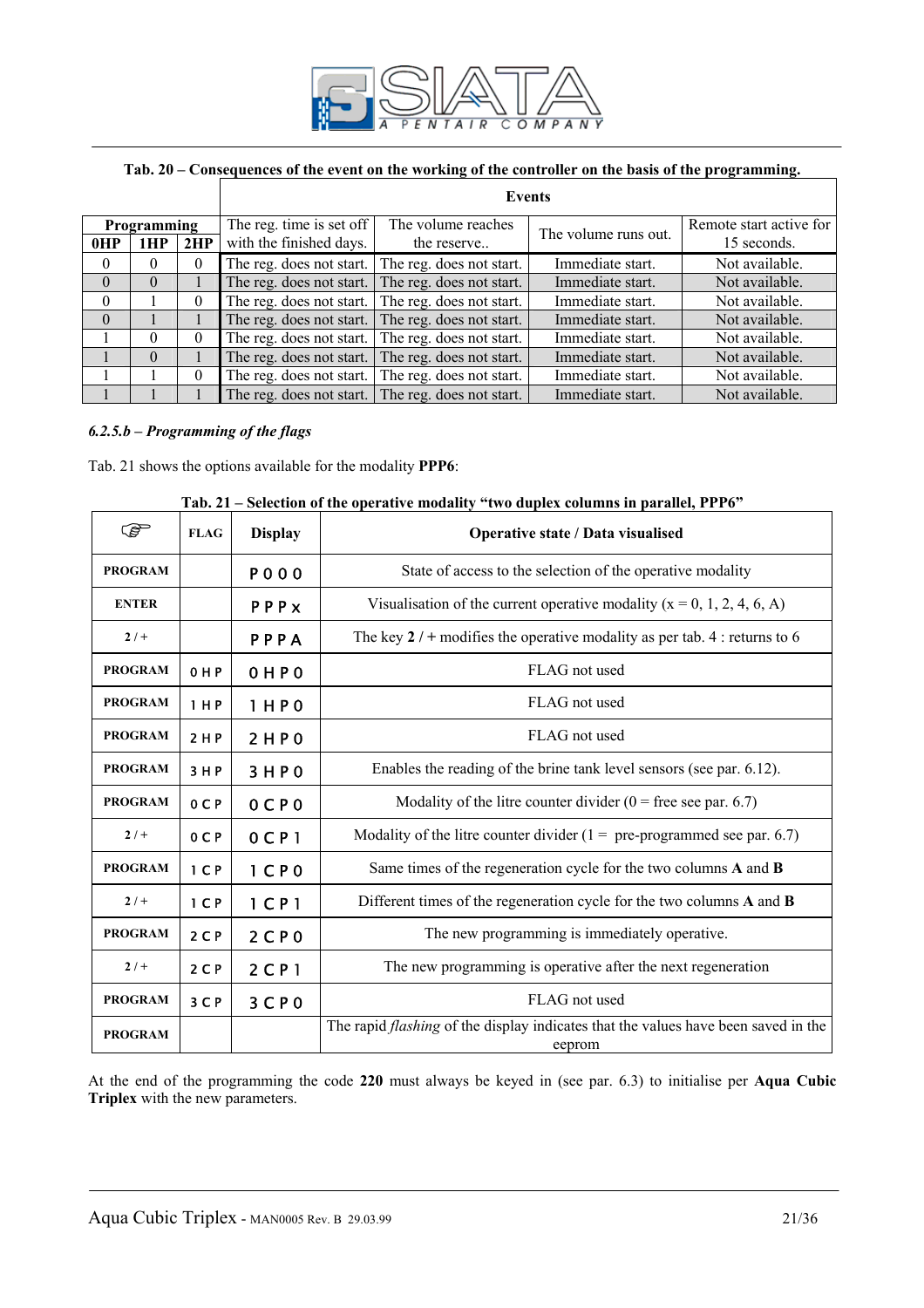**Tab. 20 – Consequences of the event on the working of the controller on the basis of the programming.**

| Programming | | | Events | | | |
|---|---|---|---|---|---|---|
| 0HP | 1HP | 2HP | The reg. time is set off with the finished days. | The volume reaches the reserve.. | The volume runs out. | Remote start active for 15 seconds. |
| 0 | 0 | 0 | The reg. does not start. | The reg. does not start. | Immediate start. | Not available. |
| 0 | 0 | 1 | The reg. does not start. | The reg. does not start. | Immediate start. | Not available. |
| 0 | 1 | 0 | The reg. does not start. | The reg. does not start. | Immediate start. | Not available. |
| 0 | 1 | 1 | The reg. does not start. | The reg. does not start. | Immediate start. | Not available. |
| 1 | 0 | 0 | The reg. does not start. | The reg. does not start. | Immediate start. | Not available. |
| 1 | 0 | 1 | The reg. does not start. | The reg. does not start. | Immediate start. | Not available. |
| 1 | 1 | 0 | The reg. does not start. | The reg. does not start. | Immediate start. | Not available. |
| 1 | 1 | 1 | The reg. does not start. | The reg. does not start. | Immediate start. | Not available. |

### *6.2.5.b – Programming of the flags*

Tab. 21 shows the options available for the modality **PPP6**:

**Tab. 21 – Selection of the operative modality "two duplex columns in parallel, PPP6"**

| ☞ | FLAG | Display | Operative state / Data visualised |
|---|---|---|---|
| **PROGRAM** | | P 0 0 0 | State of access to the selection of the operative modality |
| **ENTER** | | P P P x | Visualisation of the current operative modality (x = 0, 1, 2, 4, 6, A) |
| **2 / +** | | P P P A | The key **2 / +** modifies the operative modality as per tab. 4 : returns to 6 |
| **PROGRAM** | 0 H P | 0 H P 0 | FLAG not used |
| **PROGRAM** | 1 H P | 1 H P 0 | FLAG not used |
| **PROGRAM** | 2 H P | 2 H P 0 | FLAG not used |
| **PROGRAM** | 3 H P | 3 H P 0 | Enables the reading of the brine tank level sensors (see par. 6.12). |
| **PROGRAM** | 0 C P | 0 C P 0 | Modality of the litre counter divider (0 = free see par. 6.7) |
| **2 / +** | 0 C P | 0 C P 1 | Modality of the litre counter divider (1 = pre-programmed see par. 6.7) |
| **PROGRAM** | 1 C P | 1 C P 0 | Same times of the regeneration cycle for the two columns **A** and **B** |
| **2 / +** | 1 C P | 1 C P 1 | Different times of the regeneration cycle for the two columns **A** and **B** |
| **PROGRAM** | 2 C P | 2 C P 0 | The new programming is immediately operative. |
| **2 / +** | 2 C P | 2 C P 1 | The new programming is operative after the next regeneration |
| **PROGRAM** | 3 C P | 3 C P 0 | FLAG not used |
| **PROGRAM** | | | The rapid *flashing* of the display indicates that the values have been saved in the eeprom |

At the end of the programming the code **220** must always be keyed in (see par. 6.3) to initialise per **Aqua Cubic Triplex** with the new parameters.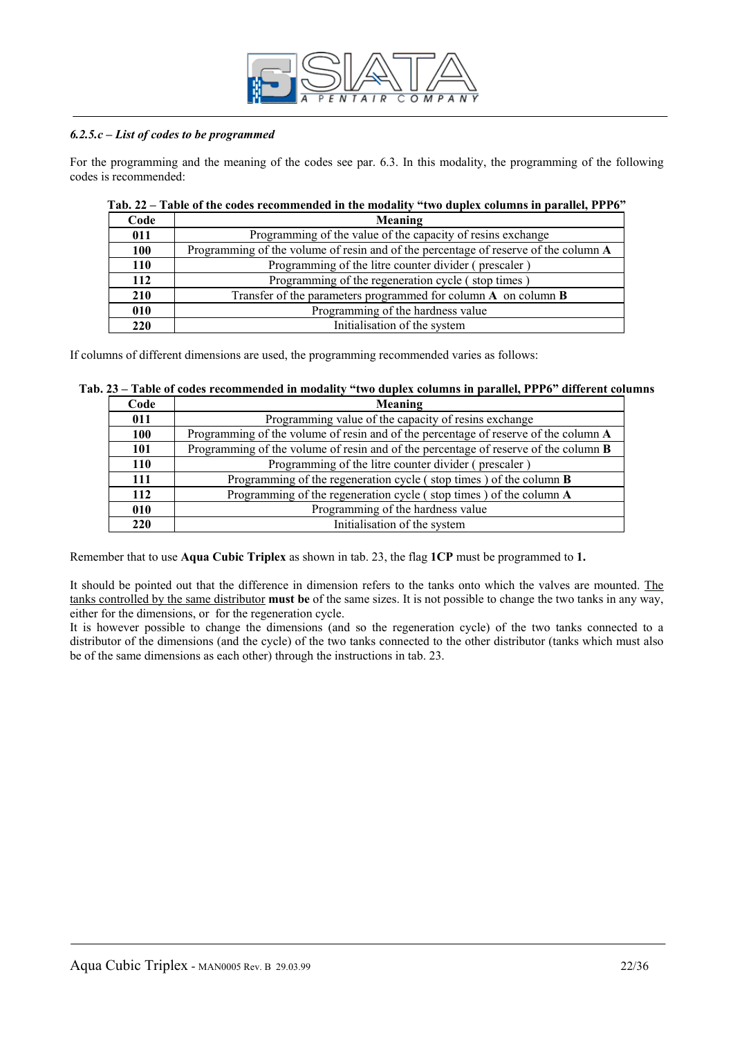*6.2.5.c – List of codes to be programmed*

For the programming and the meaning of the codes see par. 6.3. In this modality, the programming of the following codes is recommended:

**Tab. 22 – Table of the codes recommended in the modality "two duplex columns in parallel, PPP6"**

| Code | Meaning |
| --- | --- |
| **011** | Programming of the value of the capacity of resins exchange |
| **100** | Programming of the volume of resin and of the percentage of reserve of the column **A** |
| **110** | Programming of the litre counter divider ( prescaler ) |
| **112** | Programming of the regeneration cycle ( stop times ) |
| **210** | Transfer of the parameters programmed for column **A** on column **B** |
| **010** | Programming of the hardness value |
| **220** | Initialisation of the system |

If columns of different dimensions are used, the programming recommended varies as follows:

**Tab. 23 – Table of codes recommended in modality "two duplex columns in parallel, PPP6" different columns**

| Code | Meaning |
| --- | --- |
| **011** | Programming value of the capacity of resins exchange |
| **100** | Programming of the volume of resin and of the percentage of reserve of the column **A** |
| **101** | Programming of the volume of resin and of the percentage of reserve of the column **B** |
| **110** | Programming of the litre counter divider ( prescaler ) |
| **111** | Programming of the regeneration cycle ( stop times ) of the column **B** |
| **112** | Programming of the regeneration cycle ( stop times ) of the column **A** |
| **010** | Programming of the hardness value |
| **220** | Initialisation of the system |

Remember that to use **Aqua Cubic Triplex** as shown in tab. 23, the flag **1CP** must be programmed to **1.**

It should be pointed out that the difference in dimension refers to the tanks onto which the valves are mounted. The tanks controlled by the same distributor **must be** of the same sizes. It is not possible to change the two tanks in any way, either for the dimensions, or for the regeneration cycle.
It is however possible to change the dimensions (and so the regeneration cycle) of the two tanks connected to a distributor of the dimensions (and the cycle) of the two tanks connected to the other distributor (tanks which must also be of the same dimensions as each other) through the instructions in tab. 23.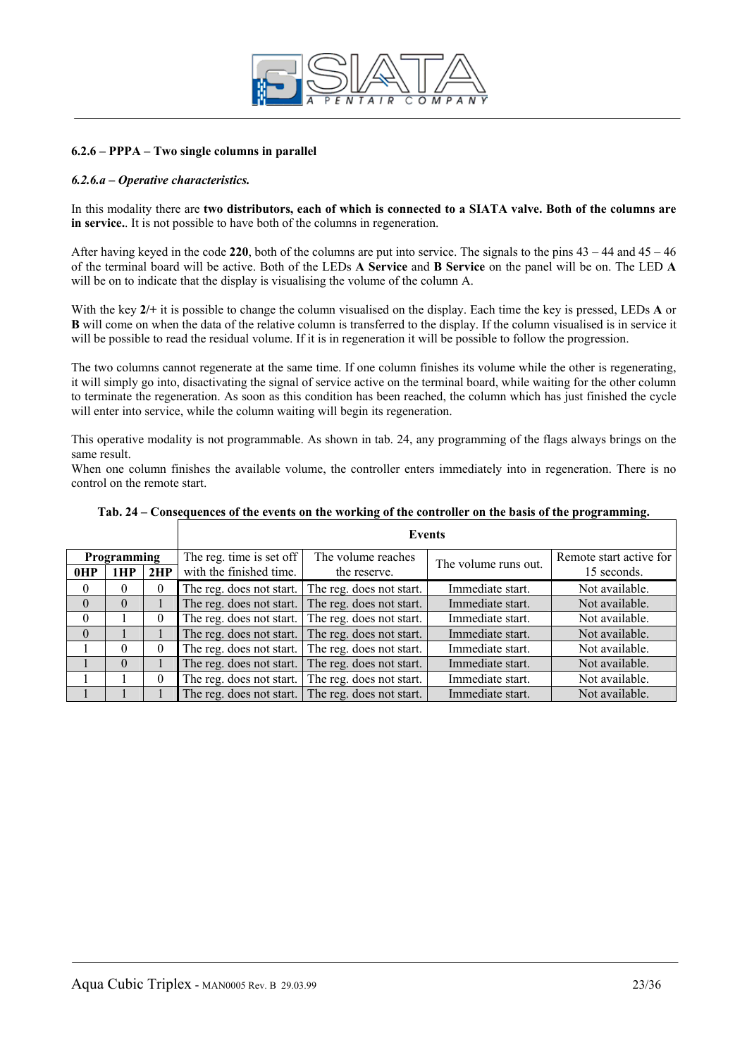### 6.2.6 – PPPA – Two single columns in parallel

#### *6.2.6.a – Operative characteristics.*

In this modality there are **two distributors, each of which is connected to a SIATA valve. Both of the columns are in service.**. It is not possible to have both of the columns in regeneration.

After having keyed in the code **220**, both of the columns are put into service. The signals to the pins 43 – 44 and 45 – 46 of the terminal board will be active. Both of the LEDs **A Service** and **B Service** on the panel will be on. The LED **A** will be on to indicate that the display is visualising the volume of the column A.

With the key **2/+** it is possible to change the column visualised on the display. Each time the key is pressed, LEDs **A** or **B** will come on when the data of the relative column is transferred to the display. If the column visualised is in service it will be possible to read the residual volume. If it is in regeneration it will be possible to follow the progression.

The two columns cannot regenerate at the same time. If one column finishes its volume while the other is regenerating, it will simply go into, disactivating the signal of service active on the terminal board, while waiting for the other column to terminate the regeneration. As soon as this condition has been reached, the column which has just finished the cycle will enter into service, while the column waiting will begin its regeneration.

This operative modality is not programmable. As shown in tab. 24, any programming of the flags always brings on the same result.
When one column finishes the available volume, the controller enters immediately into in regeneration. There is no control on the remote start.

**Tab. 24 – Consequences of the events on the working of the controller on the basis of the programming.**

| Programming | | | Events | | | |
|---|---|---|---|---|---|---|
| **0HP** | **1HP** | **2HP** | The reg. time is set off with the finished time. | The volume reaches the reserve. | The volume runs out. | Remote start active for 15 seconds. |
| 0 | 0 | 0 | The reg. does not start. | The reg. does not start. | Immediate start. | Not available. |
| 0 | 0 | 1 | The reg. does not start. | The reg. does not start. | Immediate start. | Not available. |
| 0 | 1 | 0 | The reg. does not start. | The reg. does not start. | Immediate start. | Not available. |
| 0 | 1 | 1 | The reg. does not start. | The reg. does not start. | Immediate start. | Not available. |
| 1 | 0 | 0 | The reg. does not start. | The reg. does not start. | Immediate start. | Not available. |
| 1 | 0 | 1 | The reg. does not start. | The reg. does not start. | Immediate start. | Not available. |
| 1 | 1 | 0 | The reg. does not start. | The reg. does not start. | Immediate start. | Not available. |
| 1 | 1 | 1 | The reg. does not start. | The reg. does not start. | Immediate start. | Not available. |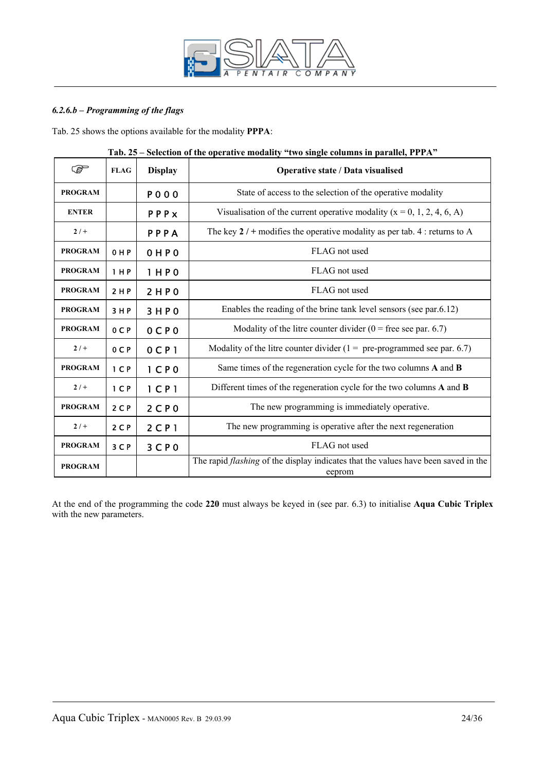*6.2.6.b – Programming of the flags*

Tab. 25 shows the options available for the modality **PPPA**:

**Tab. 25 – Selection of the operative modality "two single columns in parallel, PPPA"**

| ☞ | FLAG | Display | Operative state / Data visualised |
|---|---|---|---|
| **PROGRAM** | | P 0 0 0 | State of access to the selection of the operative modality |
| **ENTER** | | P P P x | Visualisation of the current operative modality (x = 0, 1, 2, 4, 6, A) |
| **2 / +** | | P P P A | The key **2 / +** modifies the operative modality as per tab. 4 : returns to A |
| **PROGRAM** | 0 H P | 0 H P 0 | FLAG not used |
| **PROGRAM** | 1 H P | 1 H P 0 | FLAG not used |
| **PROGRAM** | 2 H P | 2 H P 0 | FLAG not used |
| **PROGRAM** | 3 H P | 3 H P 0 | Enables the reading of the brine tank level sensors (see par.6.12) |
| **PROGRAM** | 0 C P | 0 C P 0 | Modality of the litre counter divider (0 = free see par. 6.7) |
| **2 / +** | 0 C P | 0 C P 1 | Modality of the litre counter divider (1 = pre-programmed see par. 6.7) |
| **PROGRAM** | 1 C P | 1 C P 0 | Same times of the regeneration cycle for the two columns **A** and **B** |
| **2 / +** | 1 C P | 1 C P 1 | Different times of the regeneration cycle for the two columns **A** and **B** |
| **PROGRAM** | 2 C P | 2 C P 0 | The new programming is immediately operative. |
| **2 / +** | 2 C P | 2 C P 1 | The new programming is operative after the next regeneration |
| **PROGRAM** | 3 C P | 3 C P 0 | FLAG not used |
| **PROGRAM** | | | The rapid *flashing* of the display indicates that the values have been saved in the eeprom |

At the end of the programming the code **220** must always be keyed in (see par. 6.3) to initialise **Aqua Cubic Triplex** with the new parameters.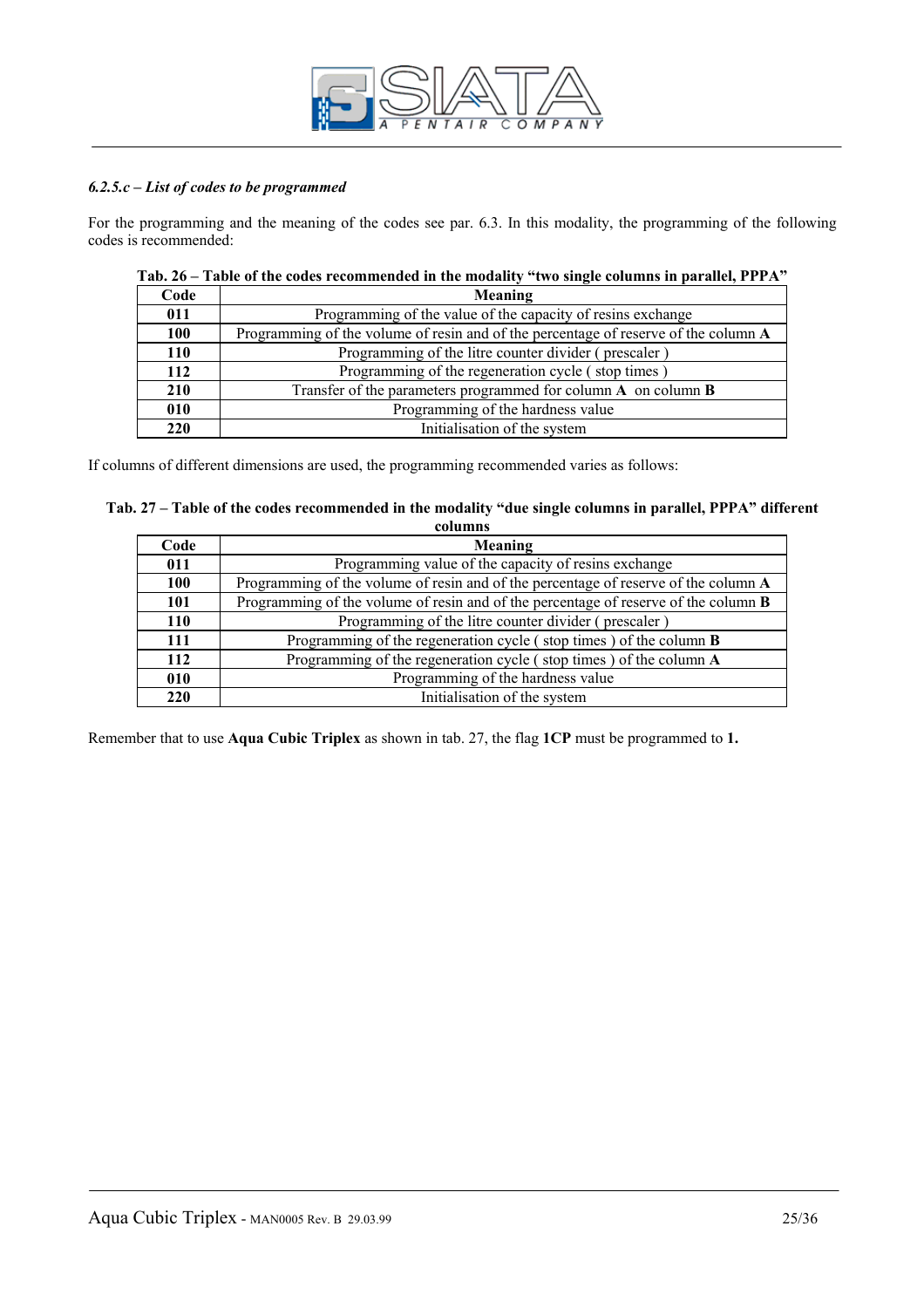### *6.2.5.c – List of codes to be programmed*

For the programming and the meaning of the codes see par. 6.3. In this modality, the programming of the following codes is recommended:

**Tab. 26 – Table of the codes recommended in the modality "two single columns in parallel, PPPA"**

| Code | Meaning |
|---|---|
| **011** | Programming of the value of the capacity of resins exchange |
| **100** | Programming of the volume of resin and of the percentage of reserve of the column **A** |
| **110** | Programming of the litre counter divider ( prescaler ) |
| **112** | Programming of the regeneration cycle ( stop times ) |
| **210** | Transfer of the parameters programmed for column **A** on column **B** |
| **010** | Programming of the hardness value |
| **220** | Initialisation of the system |

If columns of different dimensions are used, the programming recommended varies as follows:

**Tab. 27 – Table of the codes recommended in the modality "due single columns in parallel, PPPA" different columns**

| Code | Meaning |
|---|---|
| **011** | Programming value of the capacity of resins exchange |
| **100** | Programming of the volume of resin and of the percentage of reserve of the column **A** |
| **101** | Programming of the volume of resin and of the percentage of reserve of the column **B** |
| **110** | Programming of the litre counter divider ( prescaler ) |
| **111** | Programming of the regeneration cycle ( stop times ) of the column **B** |
| **112** | Programming of the regeneration cycle ( stop times ) of the column **A** |
| **010** | Programming of the hardness value |
| **220** | Initialisation of the system |

Remember that to use **Aqua Cubic Triplex** as shown in tab. 27, the flag **1CP** must be programmed to **1.**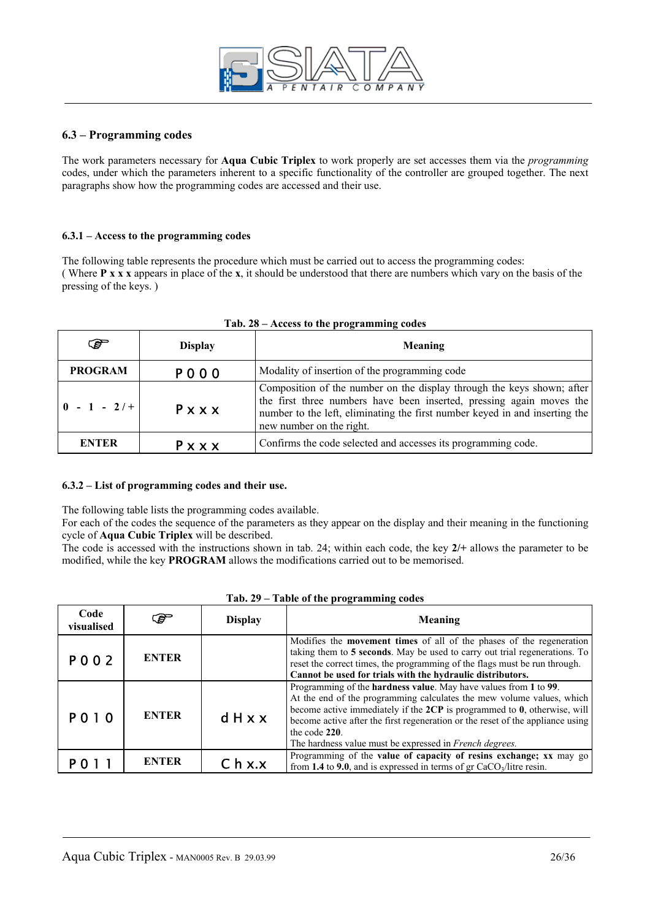## 6.3 – Programming codes

The work parameters necessary for **Aqua Cubic Triplex** to work properly are set accesses them via the *programming* codes, under which the parameters inherent to a specific functionality of the controller are grouped together. The next paragraphs show how the programming codes are accessed and their use.

### 6.3.1 – Access to the programming codes

The following table represents the procedure which must be carried out to access the programming codes:
( Where **P x x x** appears in place of the **x**, it should be understood that there are numbers which vary on the basis of the pressing of the keys. )

**Tab. 28 – Access to the programming codes**

| ☞ | Display | Meaning |
|---|---|---|
| **PROGRAM** | P 0 0 0 | Modality of insertion of the programming code |
| **0 - 1 - 2/+** | P x x x | Composition of the number on the display through the keys shown; after the first three numbers have been inserted, pressing again moves the number to the left, eliminating the first number keyed in and inserting the new number on the right. |
| **ENTER** | P x x x | Confirms the code selected and accesses its programming code. |

### 6.3.2 – List of programming codes and their use.

The following table lists the programming codes available.
For each of the codes the sequence of the parameters as they appear on the display and their meaning in the functioning cycle of **Aqua Cubic Triplex** will be described.
The code is accessed with the instructions shown in tab. 24; within each code, the key **2/+** allows the parameter to be modified, while the key **PROGRAM** allows the modifications carried out to be memorised.

**Tab. 29 – Table of the programming codes**

| Code visualised | ☞ | Display | Meaning |
|---|---|---|---|
| P 0 0 2 | **ENTER** | | Modifies the **movement times** of all of the phases of the regeneration taking them to **5 seconds**. May be used to carry out trial regenerations. To reset the correct times, the programming of the flags must be run through. **Cannot be used for trials with the hydraulic distributors.** |
| P 0 1 0 | **ENTER** | d H x x | Programming of the **hardness value**. May have values from **1** to **99**. At the end of the programming calculates the mew volume values, which become active immediately if the **2CP** is programmed to **0**, otherwise, will become active after the first regeneration or the reset of the appliance using the code **220**. The hardness value must be expressed in *French degrees.* |
| P 0 1 1 | **ENTER** | C h x.x | Programming of the **value of capacity of resins exchange; xx** may go from **1.4** to **9.0**, and is expressed in terms of gr $CaCO_3$/litre resin. |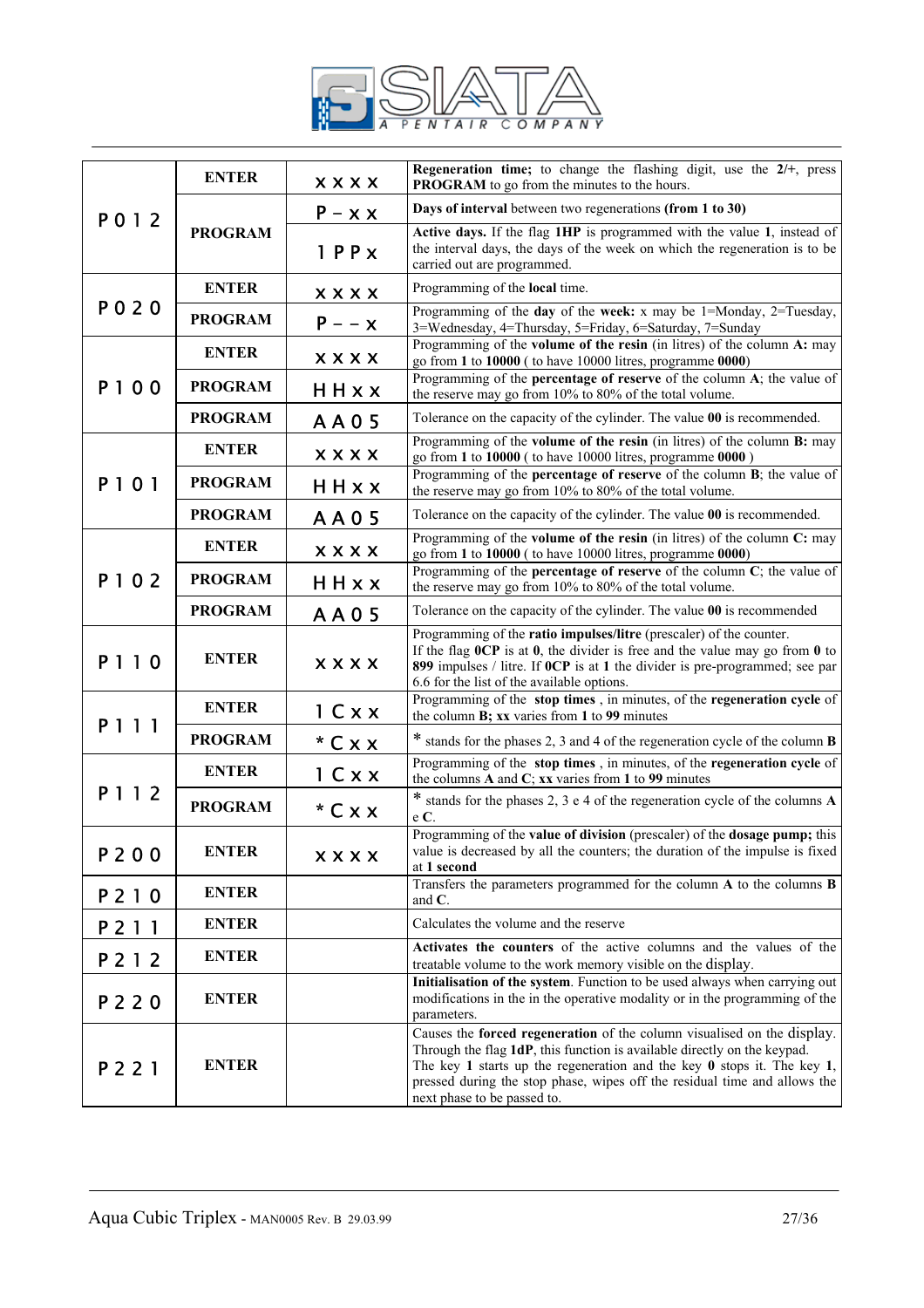| | | | |
|---|---|---|---|
| P012 | ENTER | xxxx | **Regeneration time;** to change the flashing digit, use the **2/+**, press **PROGRAM** to go from the minutes to the hours. |
| | PROGRAM | P – x x | **Days of interval** between two regenerations **(from 1 to 30)** |
| | | 1PPx | **Active days.** If the flag **1HP** is programmed with the value **1**, instead of the interval days, the days of the week on which the regeneration is to be carried out are programmed. |
| P020 | ENTER | xxxx | Programming of the **local** time. |
| | PROGRAM | P – – x | Programming of the **day** of the **week:** x may be 1=Monday, 2=Tuesday, 3=Wednesday, 4=Thursday, 5=Friday, 6=Saturday, 7=Sunday |
| P100 | ENTER | xxxx | Programming of the **volume of the resin** (in litres) of the column **A:** may go from **1** to **10000** ( to have 10000 litres, programme **0000**) |
| | PROGRAM | HHxx | Programming of the **percentage of reserve** of the column **A**; the value of the reserve may go from 10% to 80% of the total volume. |
| | PROGRAM | AA05 | Tolerance on the capacity of the cylinder. The value **00** is recommended. |
| P101 | ENTER | xxxx | Programming of the **volume of the resin** (in litres) of the column **B:** may go from **1** to **10000** ( to have 10000 litres, programme **0000** ) |
| | PROGRAM | HHxx | Programming of the **percentage of reserve** of the column **B**; the value of the reserve may go from 10% to 80% of the total volume. |
| | PROGRAM | AA05 | Tolerance on the capacity of the cylinder. The value **00** is recommended. |
| P102 | ENTER | xxxx | Programming of the **volume of the resin** (in litres) of the column **C:** may go from **1** to **10000** ( to have 10000 litres, programme **0000**) |
| | PROGRAM | HHxx | Programming of the **percentage of reserve** of the column **C**; the value of the reserve may go from 10% to 80% of the total volume. |
| | PROGRAM | AA05 | Tolerance on the capacity of the cylinder. The value **00** is recommended |
| P110 | ENTER | xxxx | Programming of the **ratio impulses/litre** (prescaler) of the counter. If the flag **0CP** is at **0**, the divider is free and the value may go from **0** to **899** impulses / litre. If **0CP** is at **1** the divider is pre-programmed; see par 6.6 for the list of the available options. |
| P111 | ENTER | 1Cxx | Programming of the **stop times** , in minutes, of the **regeneration cycle** of the column **B; xx** varies from **1** to **99** minutes |
| | PROGRAM | *Cxx | * stands for the phases 2, 3 and 4 of the regeneration cycle of the column **B** |
| P112 | ENTER | 1Cxx | Programming of the **stop times** , in minutes, of the **regeneration cycle** of the columns **A** and **C**; **xx** varies from **1** to **99** minutes |
| | PROGRAM | *Cxx | * stands for the phases 2, 3 e 4 of the regeneration cycle of the columns **A** e **C**. |
| P200 | ENTER | xxxx | Programming of the **value of division** (prescaler) of the **dosage pump;** this value is decreased by all the counters; the duration of the impulse is fixed at **1 second** |
| P210 | ENTER | | Transfers the parameters programmed for the column **A** to the columns **B** and **C**. |
| P211 | ENTER | | Calculates the volume and the reserve |
| P212 | ENTER | | **Activates the counters** of the active columns and the values of the treatable volume to the work memory visible on the display. |
| P220 | ENTER | | **Initialisation of the system**. Function to be used always when carrying out modifications in the in the operative modality or in the programming of the parameters. |
| P221 | ENTER | | Causes the **forced regeneration** of the column visualised on the display. Through the flag **1dP**, this function is available directly on the keypad. The key **1** starts up the regeneration and the key **0** stops it. The key **1**, pressed during the stop phase, wipes off the residual time and allows the next phase to be passed to. |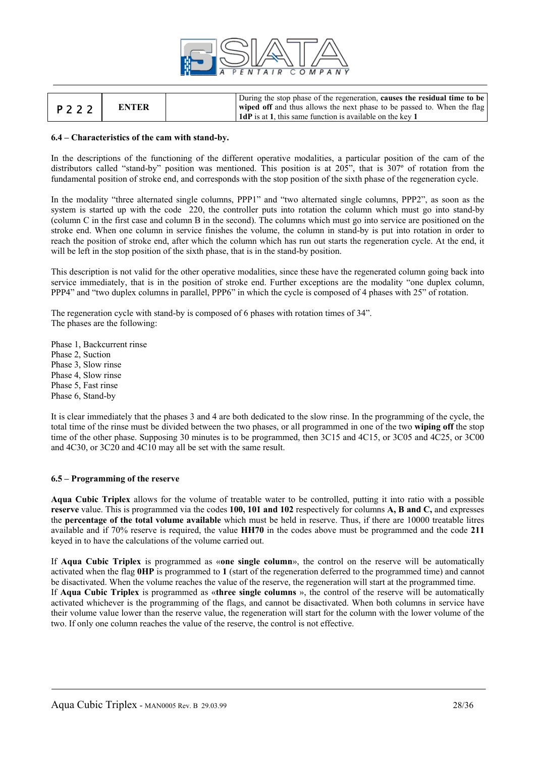| P 2 2 2 | ENTER | | During the stop phase of the regeneration, **causes the residual time to be wiped off** and thus allows the next phase to be passed to. When the flag **1dP** is at **1**, this same function is available on the key **1** |
|---|---|---|---|

#### 6.4 – Characteristics of the cam with stand-by.

In the descriptions of the functioning of the different operative modalities, a particular position of the cam of the distributors called "stand-by" position was mentioned. This position is at 205", that is 307º of rotation from the fundamental position of stroke end, and corresponds with the stop position of the sixth phase of the regeneration cycle.

In the modality "three alternated single columns, PPP1" and "two alternated single columns, PPP2", as soon as the system is started up with the code 220, the controller puts into rotation the column which must go into stand-by (column C in the first case and column B in the second). The columns which must go into service are positioned on the stroke end. When one column in service finishes the volume, the column in stand-by is put into rotation in order to reach the position of stroke end, after which the column which has run out starts the regeneration cycle. At the end, it will be left in the stop position of the sixth phase, that is in the stand-by position.

This description is not valid for the other operative modalities, since these have the regenerated column going back into service immediately, that is in the position of stroke end. Further exceptions are the modality "one duplex column, PPP4" and "two duplex columns in parallel, PPP6" in which the cycle is composed of 4 phases with 25" of rotation.

The regeneration cycle with stand-by is composed of 6 phases with rotation times of 34".
The phases are the following:

Phase 1, Backcurrent rinse
Phase 2, Suction
Phase 3, Slow rinse
Phase 4, Slow rinse
Phase 5, Fast rinse
Phase 6, Stand-by

It is clear immediately that the phases 3 and 4 are both dedicated to the slow rinse. In the programming of the cycle, the total time of the rinse must be divided between the two phases, or all programmed in one of the two **wiping off** the stop time of the other phase. Supposing 30 minutes is to be programmed, then 3C15 and 4C15, or 3C05 and 4C25, or 3C00 and 4C30, or 3C20 and 4C10 may all be set with the same result.

#### 6.5 – Programming of the reserve

**Aqua Cubic Triplex** allows for the volume of treatable water to be controlled, putting it into ratio with a possible **reserve** value. This is programmed via the codes **100, 101 and 102** respectively for columns **A, B and C,** and expresses the **percentage of the total volume available** which must be held in reserve. Thus, if there are 10000 treatable litres available and if 70% reserve is required, the value **HH70** in the codes above must be programmed and the code **211** keyed in to have the calculations of the volume carried out.

If **Aqua Cubic Triplex** is programmed as «**one single column**», the control on the reserve will be automatically activated when the flag **0HP** is programmed to **1** (start of the regeneration deferred to the programmed time) and cannot be disactivated. When the volume reaches the value of the reserve, the regeneration will start at the programmed time.
If **Aqua Cubic Triplex** is programmed as «**three single columns** », the control of the reserve will be automatically activated whichever is the programming of the flags, and cannot be disactivated. When both columns in service have their volume value lower than the reserve value, the regeneration will start for the column with the lower volume of the two. If only one column reaches the value of the reserve, the control is not effective.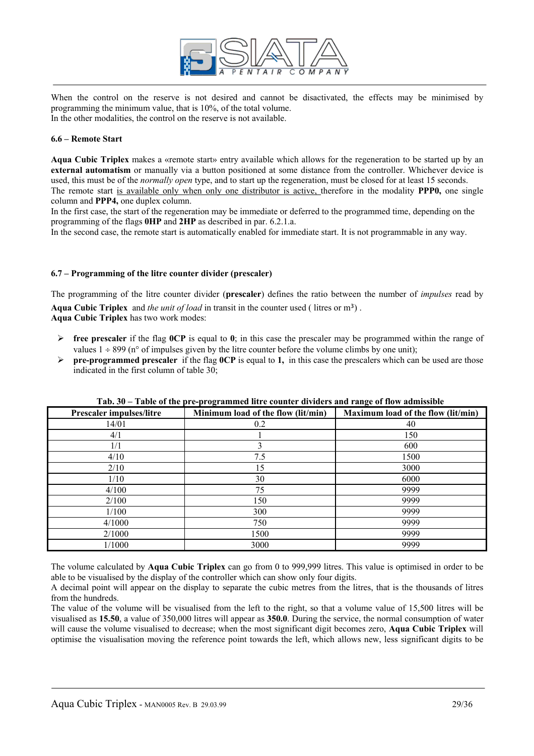When the control on the reserve is not desired and cannot be disactivated, the effects may be minimised by programming the minimum value, that is 10%, of the total volume.
In the other modalities, the control on the reserve is not available.

#### 6.6 – Remote Start

**Aqua Cubic Triplex** makes a «remote start» entry available which allows for the regeneration to be started up by an **external automatism** or manually via a button positioned at some distance from the controller. Whichever device is used, this must be of the *normally open* type, and to start up the regeneration, must be closed for at least 15 seconds.
The remote start is available only when only one distributor is active, therefore in the modality **PPP0,** one single column and **PPP4,** one duplex column.
In the first case, the start of the regeneration may be immediate or deferred to the programmed time, depending on the programming of the flags **0HP** and **2HP** as described in par. 6.2.1.a.
In the second case, the remote start is automatically enabled for immediate start. It is not programmable in any way.

#### 6.7 – Programming of the litre counter divider (prescaler)

The programming of the litre counter divider (**prescaler**) defines the ratio between the number of *impulses* read by **Aqua Cubic Triplex** and *the unit of load* in transit in the counter used ( litres or m³) .
**Aqua Cubic Triplex** has two work modes:

- **free prescaler** if the flag **0CP** is equal to **0**; in this case the prescaler may be programmed within the range of values 1 ÷ 899 (n° of impulses given by the litre counter before the volume climbs by one unit);
- **pre-programmed prescaler** if the flag **0CP** is equal to **1,** in this case the prescalers which can be used are those indicated in the first column of table 30;

**Tab. 30 – Table of the pre-programmed litre counter dividers and range of flow admissible**

| Prescaler impulses/litre | Minimum load of the flow (lit/min) | Maximum load of the flow (lit/min) |
|---|---|---|
| 14/01 | 0.2 | 40 |
| 4/1 | 1 | 150 |
| 1/1 | 3 | 600 |
| 4/10 | 7.5 | 1500 |
| 2/10 | 15 | 3000 |
| 1/10 | 30 | 6000 |
| 4/100 | 75 | 9999 |
| 2/100 | 150 | 9999 |
| 1/100 | 300 | 9999 |
| 4/1000 | 750 | 9999 |
| 2/1000 | 1500 | 9999 |
| 1/1000 | 3000 | 9999 |

The volume calculated by **Aqua Cubic Triplex** can go from 0 to 999,999 litres. This value is optimised in order to be able to be visualised by the display of the controller which can show only four digits.
A decimal point will appear on the display to separate the cubic metres from the litres, that is the thousands of litres from the hundreds.
The value of the volume will be visualised from the left to the right, so that a volume value of 15,500 litres will be visualised as **15.50**, a value of 350,000 litres will appear as **350.0**. During the service, the normal consumption of water will cause the volume visualised to decrease; when the most significant digit becomes zero, **Aqua Cubic Triplex** will optimise the visualisation moving the reference point towards the left, which allows new, less significant digits to be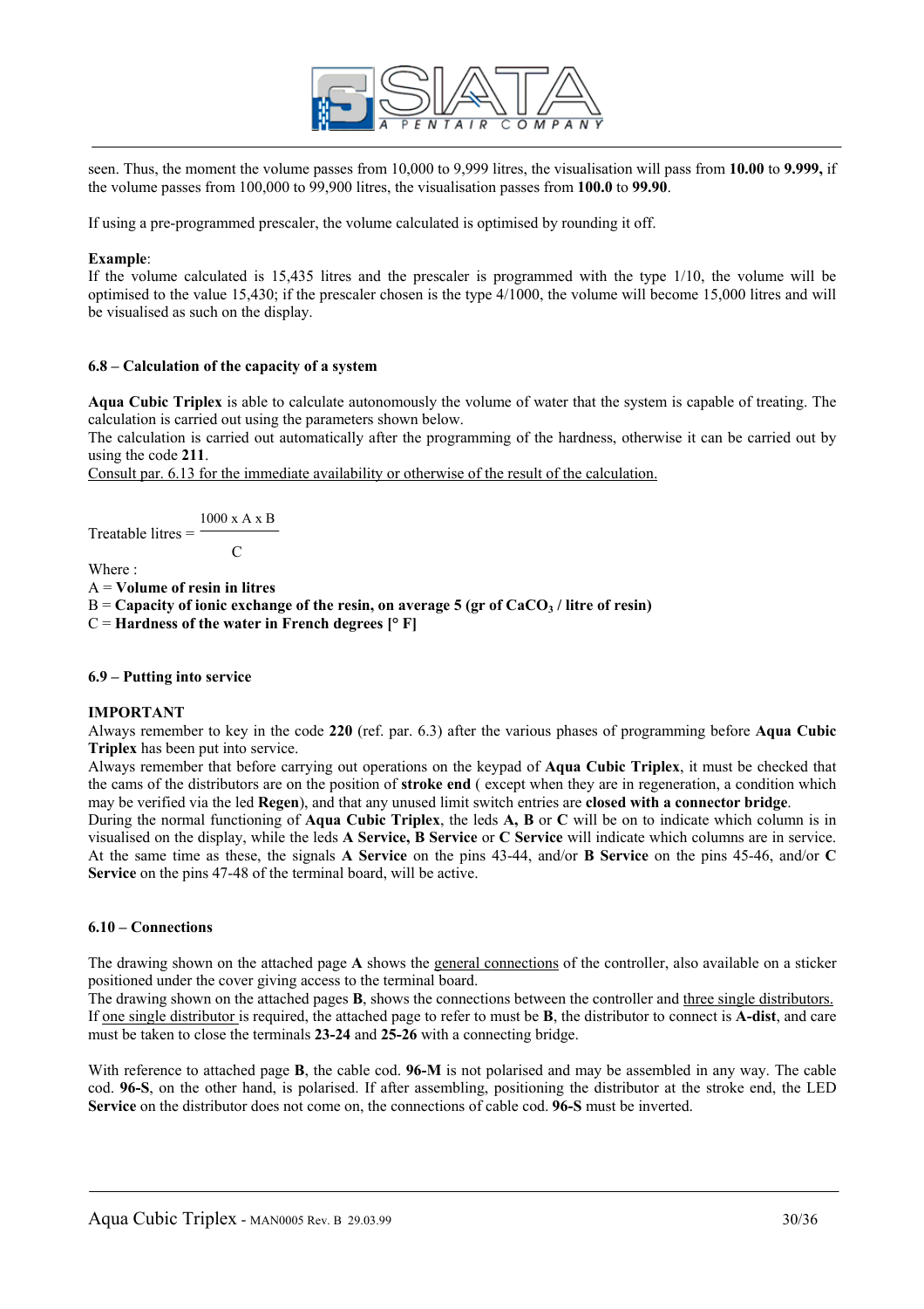seen. Thus, the moment the volume passes from 10,000 to 9,999 litres, the visualisation will pass from **10.00** to **9.999,** if the volume passes from 100,000 to 99,900 litres, the visualisation passes from **100.0** to **99.90**.

If using a pre-programmed prescaler, the volume calculated is optimised by rounding it off.

**Example**:
If the volume calculated is 15,435 litres and the prescaler is programmed with the type 1/10, the volume will be optimised to the value 15,430; if the prescaler chosen is the type 4/1000, the volume will become 15,000 litres and will be visualised as such on the display.

### 6.8 – Calculation of the capacity of a system

**Aqua Cubic Triplex** is able to calculate autonomously the volume of water that the system is capable of treating. The calculation is carried out using the parameters shown below.
The calculation is carried out automatically after the programming of the hardness, otherwise it can be carried out by using the code **211**.
Consult par. 6.13 for the immediate availability or otherwise of the result of the calculation.

$$\text{Treatable litres} = \frac{1000 \times A \times B}{C}$$

Where :
A = **Volume of resin in litres**
B = **Capacity of ionic exchange of the resin, on average 5 (gr of $CaCO_3$ / litre of resin)**
C = **Hardness of the water in French degrees [° F]**

### 6.9 – Putting into service

**IMPORTANT**
Always remember to key in the code **220** (ref. par. 6.3) after the various phases of programming before **Aqua Cubic Triplex** has been put into service.
Always remember that before carrying out operations on the keypad of **Aqua Cubic Triplex**, it must be checked that the cams of the distributors are on the position of **stroke end** ( except when they are in regeneration, a condition which may be verified via the led **Regen**), and that any unused limit switch entries are **closed with a connector bridge**.
During the normal functioning of **Aqua Cubic Triplex**, the leds **A, B** or **C** will be on to indicate which column is in visualised on the display, while the leds **A Service, B Service** or **C Service** will indicate which columns are in service. At the same time as these, the signals **A Service** on the pins 43-44, and/or **B Service** on the pins 45-46, and/or **C Service** on the pins 47-48 of the terminal board, will be active.

### 6.10 – Connections

The drawing shown on the attached page **A** shows the general connections of the controller, also available on a sticker positioned under the cover giving access to the terminal board.
The drawing shown on the attached pages **B**, shows the connections between the controller and three single distributors.
If one single distributor is required, the attached page to refer to must be **B**, the distributor to connect is **A-dist**, and care must be taken to close the terminals **23-24** and **25-26** with a connecting bridge.

With reference to attached page **B**, the cable cod. **96-M** is not polarised and may be assembled in any way. The cable cod. **96-S**, on the other hand, is polarised. If after assembling, positioning the distributor at the stroke end, the LED **Service** on the distributor does not come on, the connections of cable cod. **96-S** must be inverted.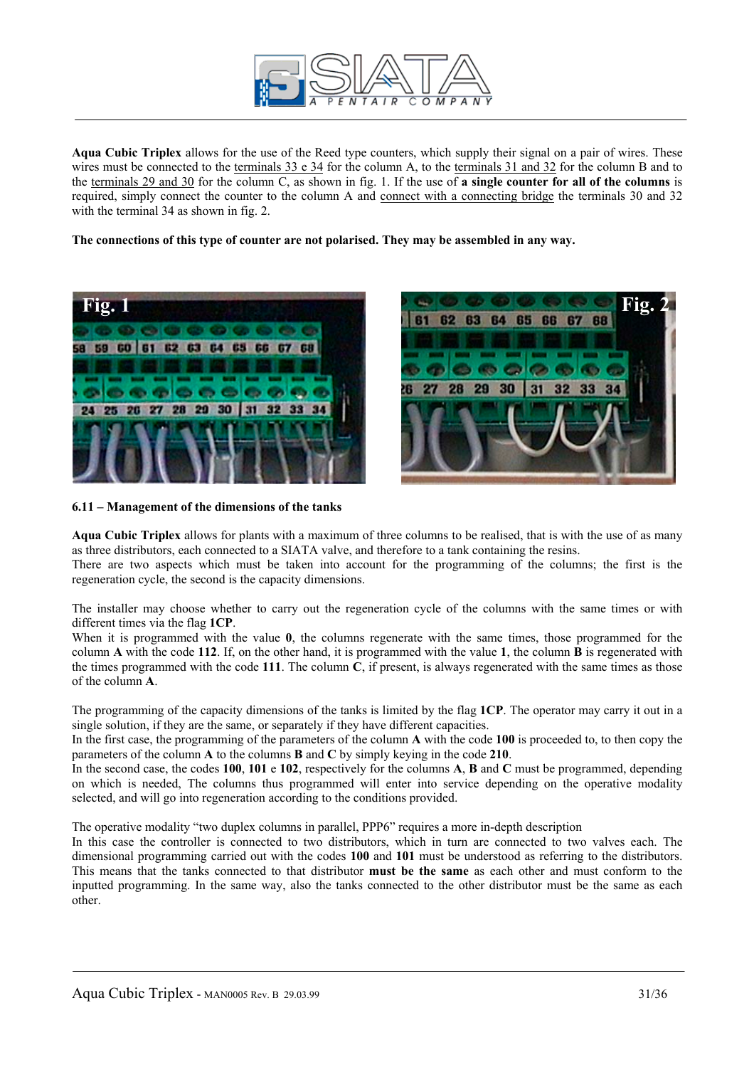**Aqua Cubic Triplex** allows for the use of the Reed type counters, which supply their signal on a pair of wires. These wires must be connected to the terminals 33 e 34 for the column A, to the terminals 31 and 32 for the column B and to the terminals 29 and 30 for the column C, as shown in fig. 1. If the use of **a single counter for all of the columns** is required, simply connect the counter to the column A and connect with a connecting bridge the terminals 30 and 32 with the terminal 34 as shown in fig. 2.

**The connections of this type of counter are not polarised. They may be assembled in any way.**

Fig. 1

Fig. 2

**6.11 – Management of the dimensions of the tanks**

**Aqua Cubic Triplex** allows for plants with a maximum of three columns to be realised, that is with the use of as many as three distributors, each connected to a SIATA valve, and therefore to a tank containing the resins.
There are two aspects which must be taken into account for the programming of the columns; the first is the regeneration cycle, the second is the capacity dimensions.

The installer may choose whether to carry out the regeneration cycle of the columns with the same times or with different times via the flag **1CP**.
When it is programmed with the value **0**, the columns regenerate with the same times, those programmed for the column **A** with the code **112**. If, on the other hand, it is programmed with the value **1**, the column **B** is regenerated with the times programmed with the code **111**. The column **C**, if present, is always regenerated with the same times as those of the column **A**.

The programming of the capacity dimensions of the tanks is limited by the flag **1CP**. The operator may carry it out in a single solution, if they are the same, or separately if they have different capacities.
In the first case, the programming of the parameters of the column **A** with the code **100** is proceeded to, to then copy the parameters of the column **A** to the columns **B** and **C** by simply keying in the code **210**.
In the second case, the codes **100**, **101** e **102**, respectively for the columns **A**, **B** and **C** must be programmed, depending on which is needed, The columns thus programmed will enter into service depending on the operative modality selected, and will go into regeneration according to the conditions provided.

The operative modality "two duplex columns in parallel, PPP6" requires a more in-depth description
In this case the controller is connected to two distributors, which in turn are connected to two valves each. The dimensional programming carried out with the codes **100** and **101** must be understood as referring to the distributors. This means that the tanks connected to that distributor **must be the same** as each other and must conform to the inputted programming. In the same way, also the tanks connected to the other distributor must be the same as each other.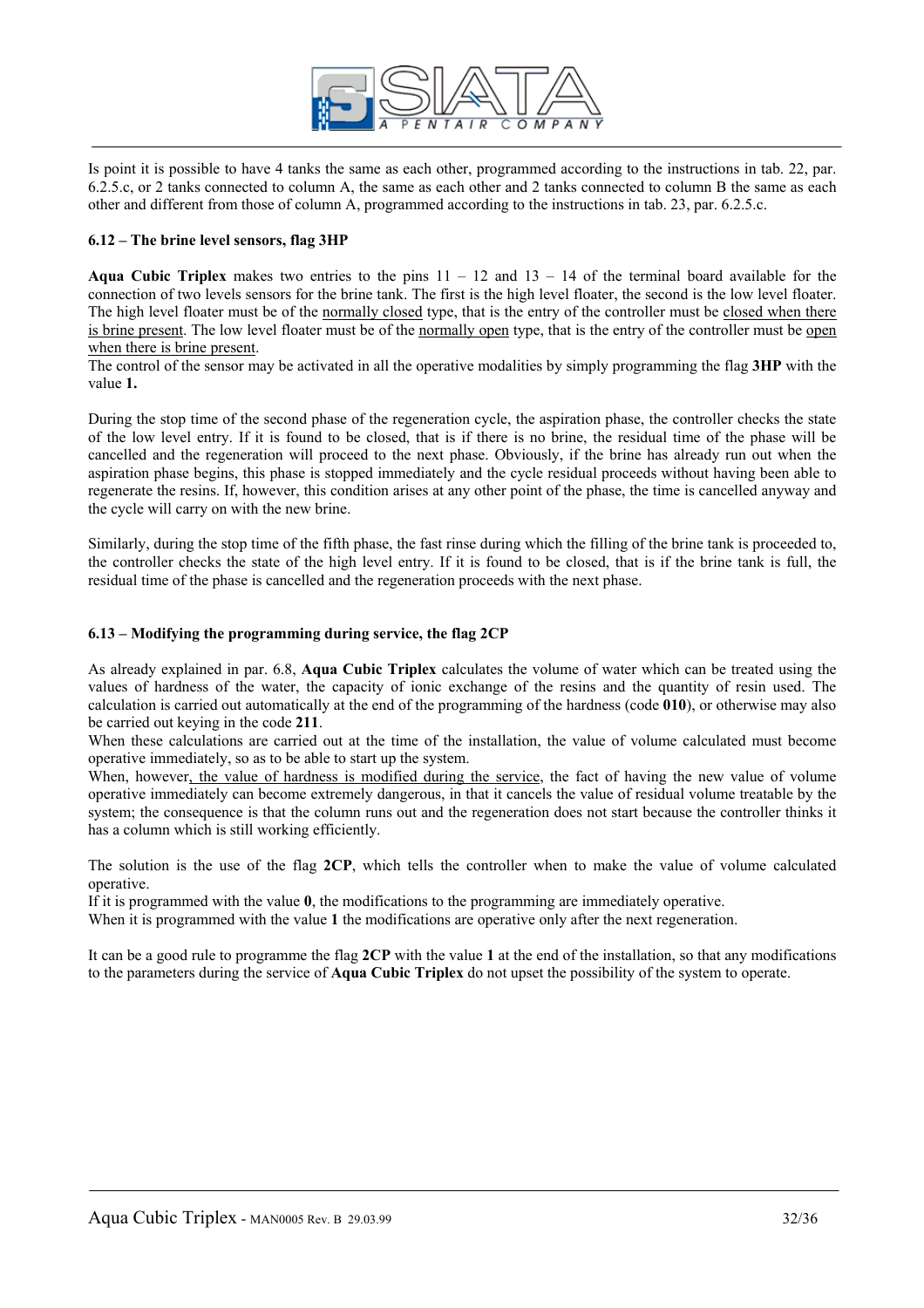Is point it is possible to have 4 tanks the same as each other, programmed according to the instructions in tab. 22, par. 6.2.5.c, or 2 tanks connected to column A, the same as each other and 2 tanks connected to column B the same as each other and different from those of column A, programmed according to the instructions in tab. 23, par. 6.2.5.c.

### 6.12 – The brine level sensors, flag 3HP

**Aqua Cubic Triplex** makes two entries to the pins 11 – 12 and 13 – 14 of the terminal board available for the connection of two levels sensors for the brine tank. The first is the high level floater, the second is the low level floater. The high level floater must be of the normally closed type, that is the entry of the controller must be closed when there is brine present. The low level floater must be of the normally open type, that is the entry of the controller must be open when there is brine present.
The control of the sensor may be activated in all the operative modalities by simply programming the flag **3HP** with the value **1.**

During the stop time of the second phase of the regeneration cycle, the aspiration phase, the controller checks the state of the low level entry. If it is found to be closed, that is if there is no brine, the residual time of the phase will be cancelled and the regeneration will proceed to the next phase. Obviously, if the brine has already run out when the aspiration phase begins, this phase is stopped immediately and the cycle residual proceeds without having been able to regenerate the resins. If, however, this condition arises at any other point of the phase, the time is cancelled anyway and the cycle will carry on with the new brine.

Similarly, during the stop time of the fifth phase, the fast rinse during which the filling of the brine tank is proceeded to, the controller checks the state of the high level entry. If it is found to be closed, that is if the brine tank is full, the residual time of the phase is cancelled and the regeneration proceeds with the next phase.

### 6.13 – Modifying the programming during service, the flag 2CP

As already explained in par. 6.8, **Aqua Cubic Triplex** calculates the volume of water which can be treated using the values of hardness of the water, the capacity of ionic exchange of the resins and the quantity of resin used. The calculation is carried out automatically at the end of the programming of the hardness (code **010**), or otherwise may also be carried out keying in the code **211**.
When these calculations are carried out at the time of the installation, the value of volume calculated must become operative immediately, so as to be able to start up the system.
When, however, the value of hardness is modified during the service, the fact of having the new value of volume operative immediately can become extremely dangerous, in that it cancels the value of residual volume treatable by the system; the consequence is that the column runs out and the regeneration does not start because the controller thinks it has a column which is still working efficiently.

The solution is the use of the flag **2CP**, which tells the controller when to make the value of volume calculated operative.
If it is programmed with the value **0**, the modifications to the programming are immediately operative.
When it is programmed with the value **1** the modifications are operative only after the next regeneration.

It can be a good rule to programme the flag **2CP** with the value **1** at the end of the installation, so that any modifications to the parameters during the service of **Aqua Cubic Triplex** do not upset the possibility of the system to operate.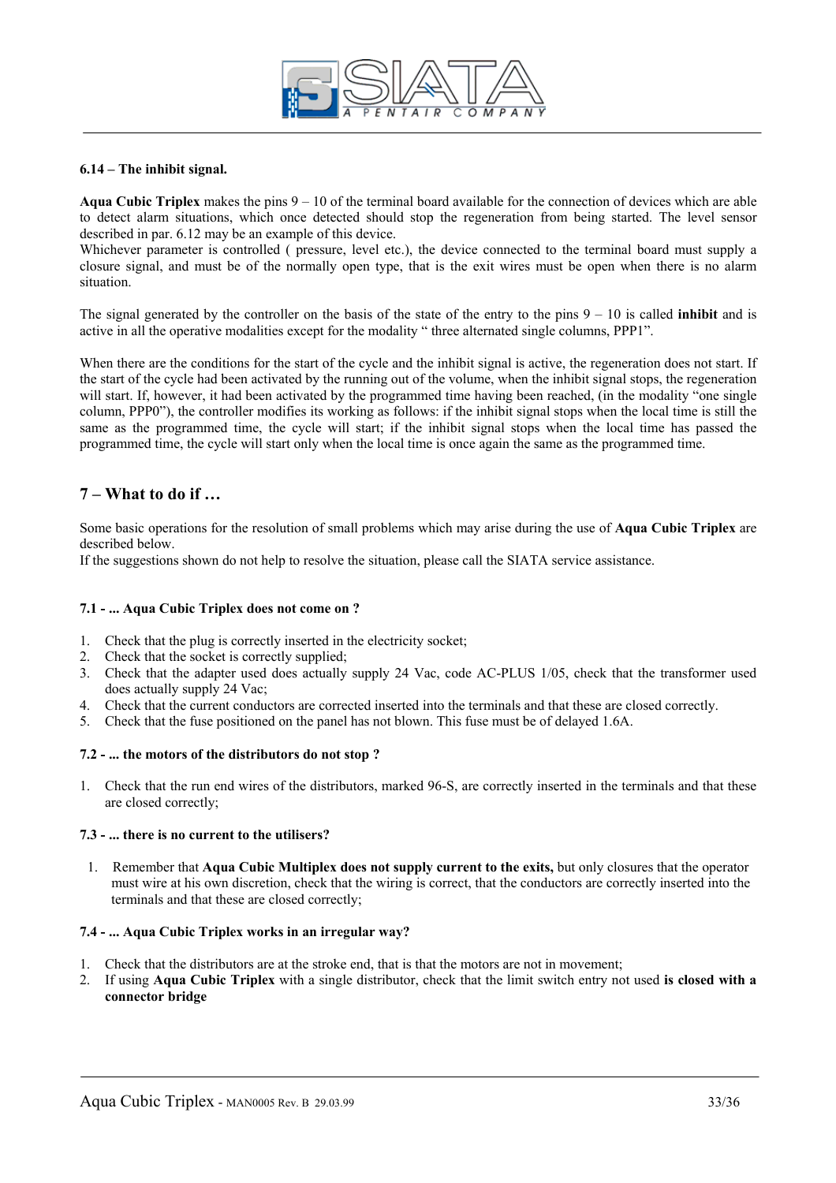**6.14 – The inhibit signal.**

**Aqua Cubic Triplex** makes the pins 9 – 10 of the terminal board available for the connection of devices which are able to detect alarm situations, which once detected should stop the regeneration from being started. The level sensor described in par. 6.12 may be an example of this device.
Whichever parameter is controlled ( pressure, level etc.), the device connected to the terminal board must supply a closure signal, and must be of the normally open type, that is the exit wires must be open when there is no alarm situation.

The signal generated by the controller on the basis of the state of the entry to the pins 9 – 10 is called **inhibit** and is active in all the operative modalities except for the modality " three alternated single columns, PPP1".

When there are the conditions for the start of the cycle and the inhibit signal is active, the regeneration does not start. If the start of the cycle had been activated by the running out of the volume, when the inhibit signal stops, the regeneration will start. If, however, it had been activated by the programmed time having been reached, (in the modality "one single column, PPP0"), the controller modifies its working as follows: if the inhibit signal stops when the local time is still the same as the programmed time, the cycle will start; if the inhibit signal stops when the local time has passed the programmed time, the cycle will start only when the local time is once again the same as the programmed time.

## 7 – What to do if …

Some basic operations for the resolution of small problems which may arise during the use of **Aqua Cubic Triplex** are described below.
If the suggestions shown do not help to resolve the situation, please call the SIATA service assistance.

**7.1 - ... Aqua Cubic Triplex does not come on ?**

1. Check that the plug is correctly inserted in the electricity socket;
2. Check that the socket is correctly supplied;
3. Check that the adapter used does actually supply 24 Vac, code AC-PLUS 1/05, check that the transformer used does actually supply 24 Vac;
4. Check that the current conductors are corrected inserted into the terminals and that these are closed correctly.
5. Check that the fuse positioned on the panel has not blown. This fuse must be of delayed 1.6A.

**7.2 - ... the motors of the distributors do not stop ?**

1. Check that the run end wires of the distributors, marked 96-S, are correctly inserted in the terminals and that these are closed correctly;

**7.3 - ... there is no current to the utilisers?**

1. Remember that **Aqua Cubic Multiplex does not supply current to the exits,** but only closures that the operator must wire at his own discretion, check that the wiring is correct, that the conductors are correctly inserted into the terminals and that these are closed correctly;

**7.4 - ... Aqua Cubic Triplex works in an irregular way?**

1. Check that the distributors are at the stroke end, that is that the motors are not in movement;
2. If using **Aqua Cubic Triplex** with a single distributor, check that the limit switch entry not used **is closed with a connector bridge**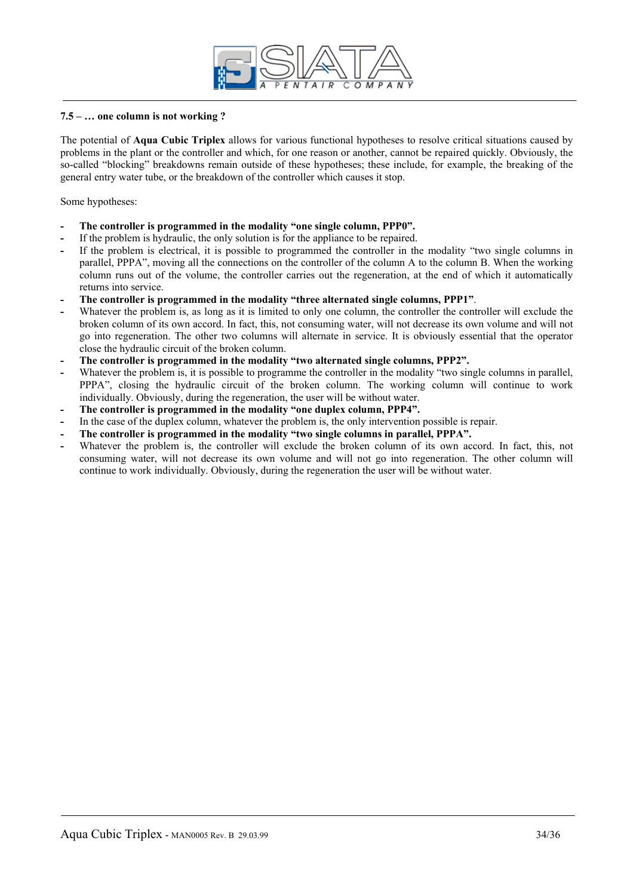### 7.5 – … one column is not working ?

The potential of **Aqua Cubic Triplex** allows for various functional hypotheses to resolve critical situations caused by problems in the plant or the controller and which, for one reason or another, cannot be repaired quickly. Obviously, the so-called "blocking" breakdowns remain outside of these hypotheses; these include, for example, the breaking of the general entry water tube, or the breakdown of the controller which causes it stop.

Some hypotheses:

- **The controller is programmed in the modality "one single column, PPP0".**
- If the problem is hydraulic, the only solution is for the appliance to be repaired.
- If the problem is electrical, it is possible to programmed the controller in the modality "two single columns in parallel, PPPA", moving all the connections on the controller of the column A to the column B. When the working column runs out of the volume, the controller carries out the regeneration, at the end of which it automatically returns into service.
- **The controller is programmed in the modality "three alternated single columns, PPP1"**.
- Whatever the problem is, as long as it is limited to only one column, the controller the controller will exclude the broken column of its own accord. In fact, this, not consuming water, will not decrease its own volume and will not go into regeneration. The other two columns will alternate in service. It is obviously essential that the operator close the hydraulic circuit of the broken column.
- **The controller is programmed in the modality "two alternated single columns, PPP2".**
- Whatever the problem is, it is possible to programme the controller in the modality "two single columns in parallel, PPPA", closing the hydraulic circuit of the broken column. The working column will continue to work individually. Obviously, during the regeneration, the user will be without water.
- **The controller is programmed in the modality "one duplex column, PPP4".**
- In the case of the duplex column, whatever the problem is, the only intervention possible is repair.
- **The controller is programmed in the modality "two single columns in parallel, PPPA".**
- Whatever the problem is, the controller will exclude the broken column of its own accord. In fact, this, not consuming water, will not decrease its own volume and will not go into regeneration. The other column will continue to work individually. Obviously, during the regeneration the user will be without water.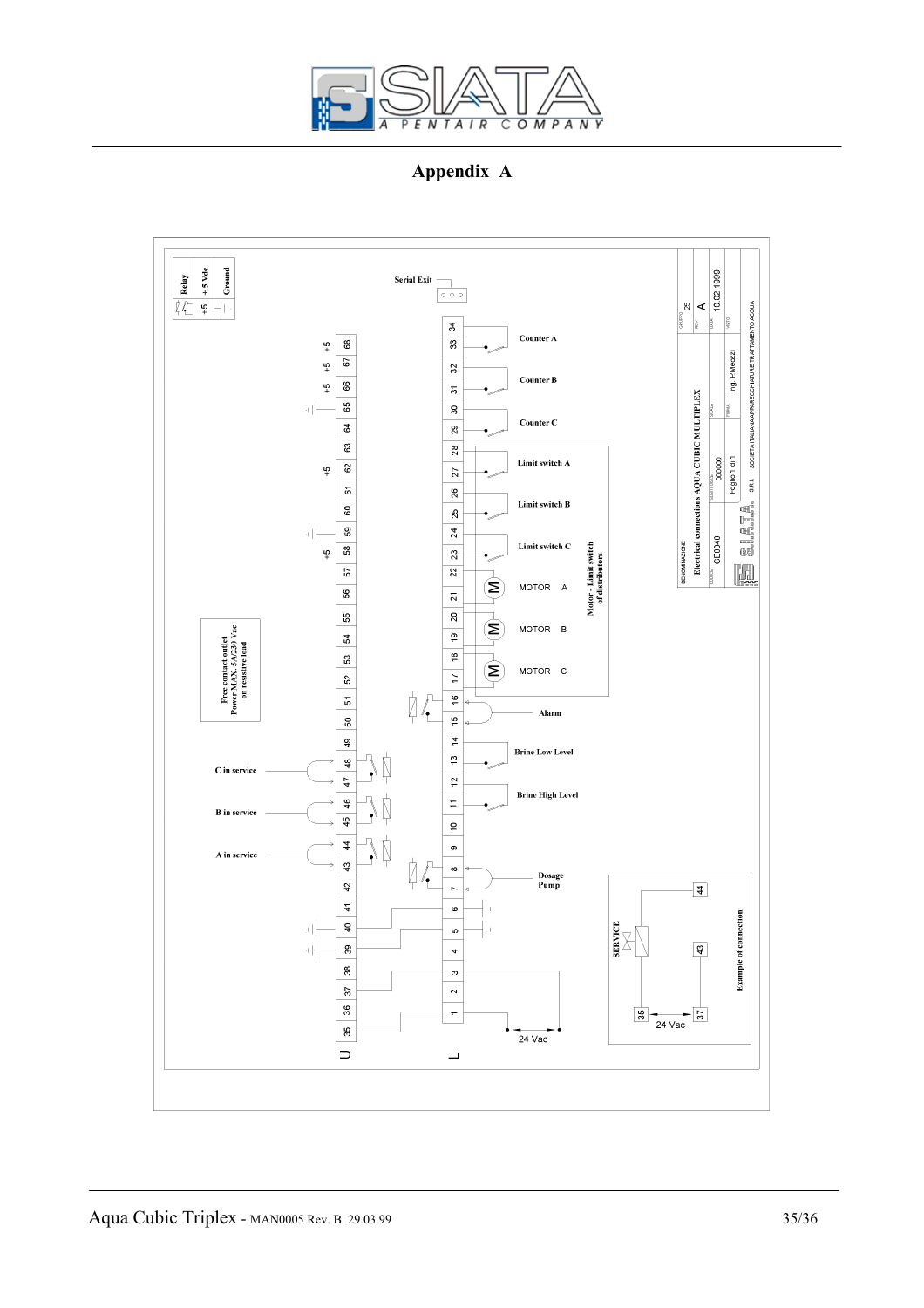# Appendix A

Relay
+5 Vdc
Ground

Serial Exit

Counter A

Counter B

Counter C

Limit switch A

Limit switch B

Limit switch C

MOTOR A

MOTOR B

MOTOR C

Motor - Limit switch of distributors

Alarm

Brine Low Level

Brine High Level

Dosage Pump

24 Vac

Free contact outlet Power MAX. 5A/230 Vac on resistive load

C in service

B in service

A in service

SERVICE

Example of connection

24 Vac

DENOMINAZIONE: Electrical connections AQUA CUBIC MULTIPLEX

CODICE: CE0040

SOSTITUISCE: 000000

Foglio 1 di 1

FIRMA: Ing. P.Mezzi

GRUPPO: 25

REV: A

DATA: 10.02.1999

SIATA S.R.L. SOCIETA' ITALIANA APPARECCHIATURE TRATTAMENTO ACQUA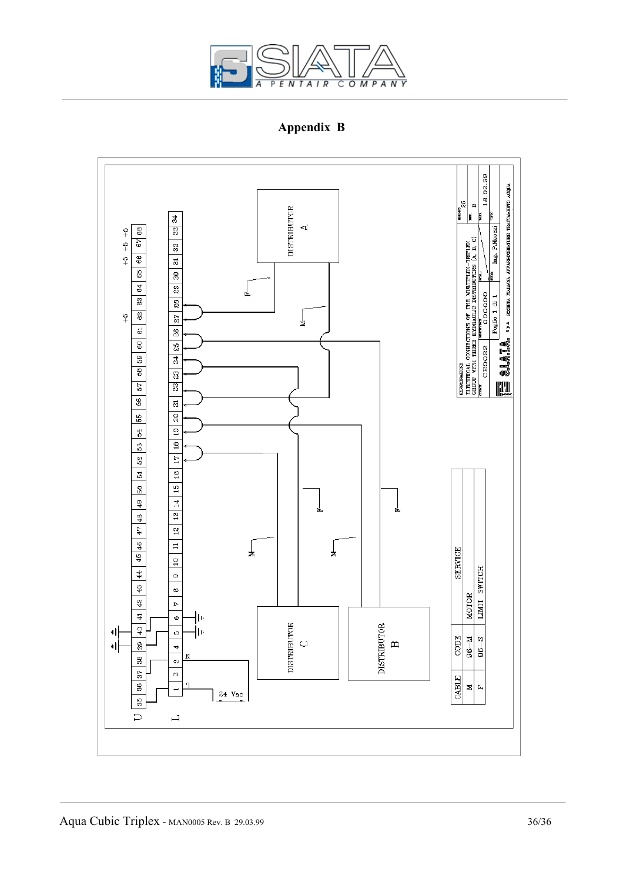# Appendix B

DISTRIBUTOR A

DISTRIBUTOR C

DISTRIBUTOR B

24 Vac

| CABLE | CODE | SERVICE |
| --- | --- | --- |
| M | 96-M | MOTOR |
| F | 96-S | LIMIT SWITCH |

ELECTRICAL CONNECTIONS OF THE MULTIFLEX-TRIPLEX GROUP WITH THREE HYDRAULIC DISTRIBUTORS (A, B, C)

CE0C22 | 000000 | 18.02.99 | B | 25

Foglio 1 di 1 | Ing. P.Mozzi

SIATA S.p.A. SOCIETA' ITALIANA APPARECCHIATURE TRATTAMENTO ACQUA